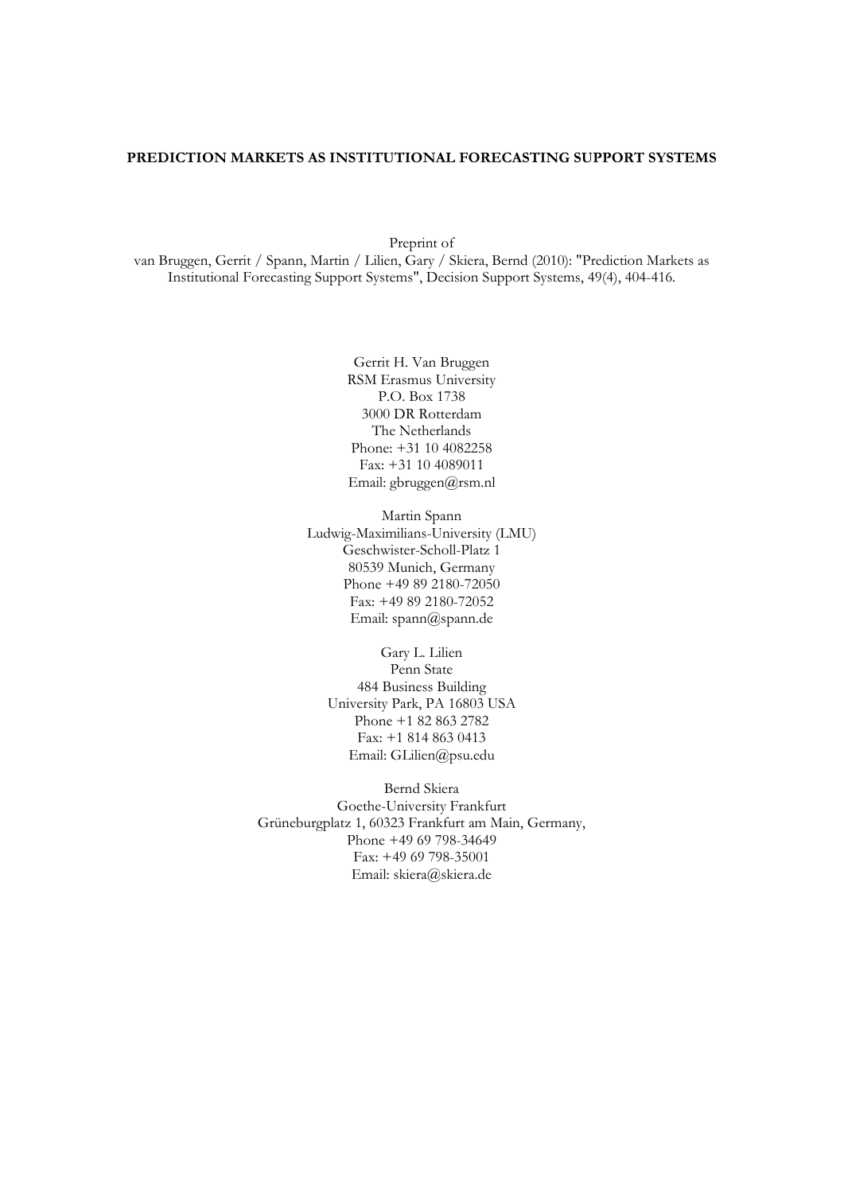**PREDICTION MARKETS AS INSTITUTIONAL FORECASTING SUPPORT SYSTEMS**

Preprint of
van Bruggen, Gerrit / Spann, Martin / Lilien, Gary / Skiera, Bernd (2010): "Prediction Markets as Institutional Forecasting Support Systems", Decision Support Systems, 49(4), 404-416.

Gerrit H. Van Bruggen
RSM Erasmus University
P.O. Box 1738
3000 DR Rotterdam
The Netherlands
Phone: +31 10 4082258
Fax: +31 10 4089011
Email: gbruggen@rsm.nl

Martin Spann
Ludwig-Maximilians-University (LMU)
Geschwister-Scholl-Platz 1
80539 Munich, Germany
Phone +49 89 2180-72050
Fax: +49 89 2180-72052
Email: spann@spann.de

Gary L. Lilien
Penn State
484 Business Building
University Park, PA 16803 USA
Phone +1 82 863 2782
Fax: +1 814 863 0413
Email: GLilien@psu.edu

Bernd Skiera
Goethe-University Frankfurt
Grüneburgplatz 1, 60323 Frankfurt am Main, Germany,
Phone +49 69 798-34649
Fax: +49 69 798-35001
Email: skiera@skiera.de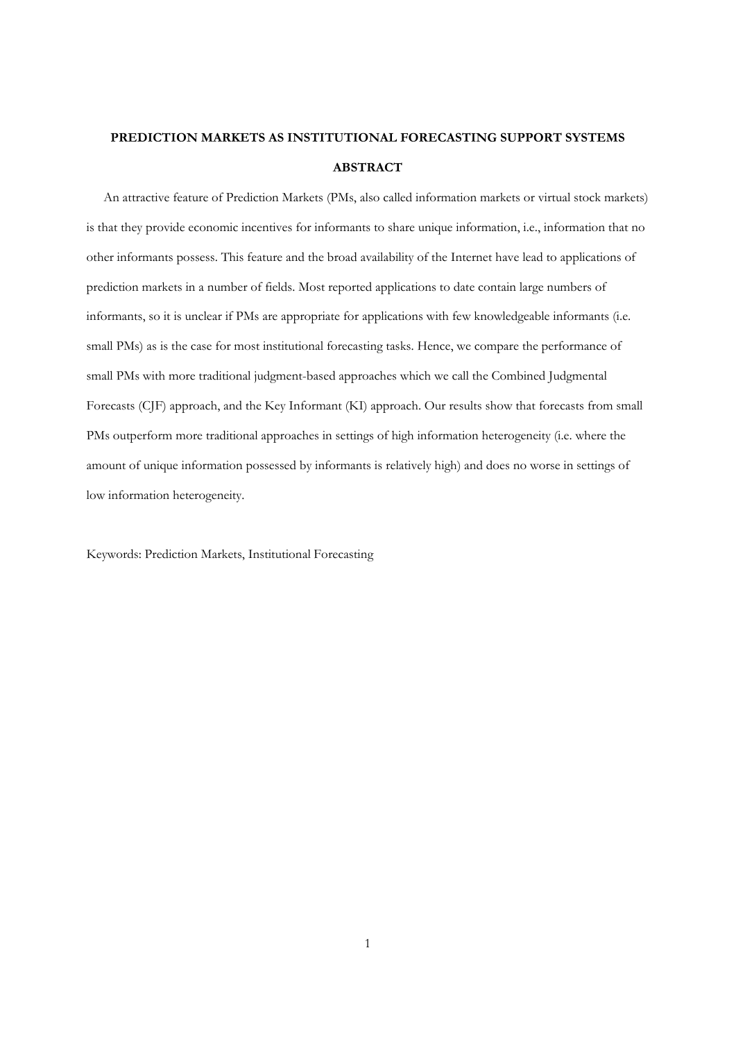**PREDICTION MARKETS AS INSTITUTIONAL FORECASTING SUPPORT SYSTEMS**

**ABSTRACT**

An attractive feature of Prediction Markets (PMs, also called information markets or virtual stock markets) is that they provide economic incentives for informants to share unique information, i.e., information that no other informants possess. This feature and the broad availability of the Internet have lead to applications of prediction markets in a number of fields. Most reported applications to date contain large numbers of informants, so it is unclear if PMs are appropriate for applications with few knowledgeable informants (i.e. small PMs) as is the case for most institutional forecasting tasks. Hence, we compare the performance of small PMs with more traditional judgment-based approaches which we call the Combined Judgmental Forecasts (CJF) approach, and the Key Informant (KI) approach. Our results show that forecasts from small PMs outperform more traditional approaches in settings of high information heterogeneity (i.e. where the amount of unique information possessed by informants is relatively high) and does no worse in settings of low information heterogeneity.

Keywords: Prediction Markets, Institutional Forecasting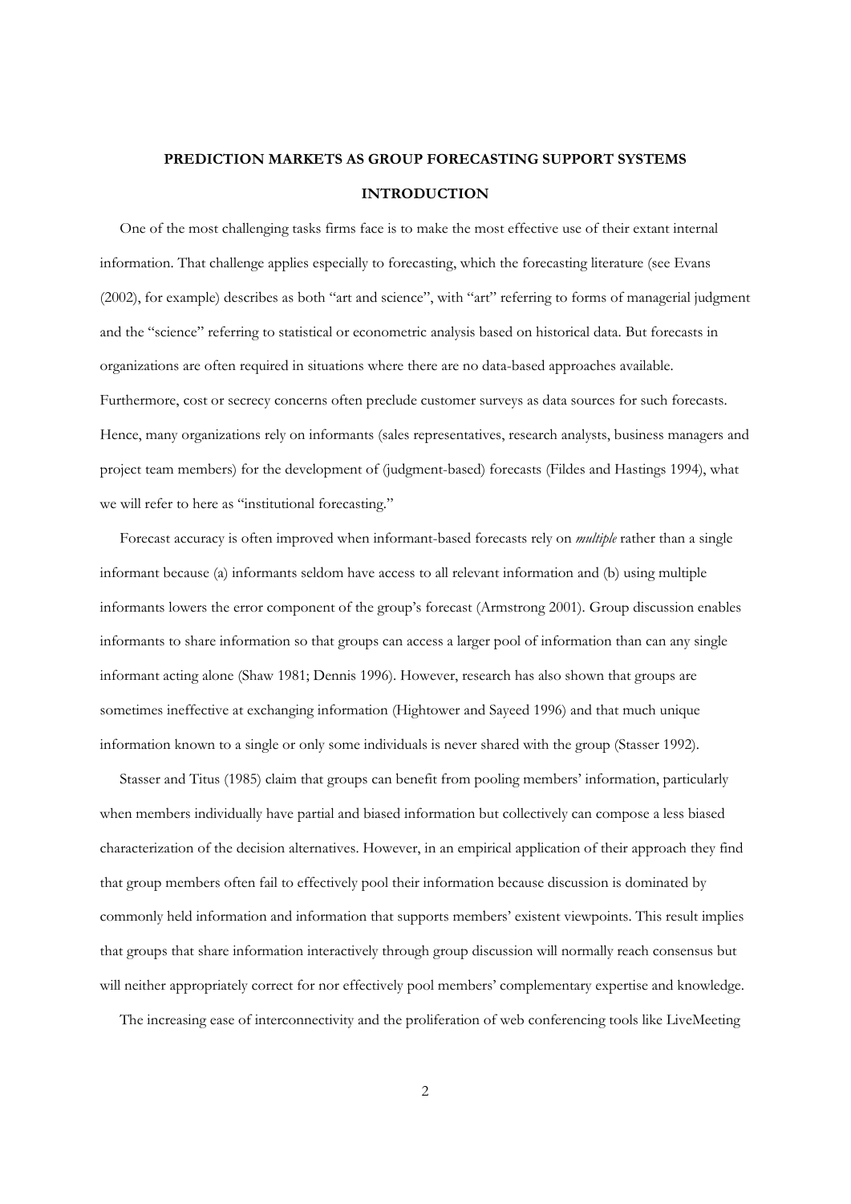# PREDICTION MARKETS AS GROUP FORECASTING SUPPORT SYSTEMS

## INTRODUCTION

One of the most challenging tasks firms face is to make the most effective use of their extant internal information. That challenge applies especially to forecasting, which the forecasting literature (see Evans (2002), for example) describes as both "art and science", with "art" referring to forms of managerial judgment and the "science" referring to statistical or econometric analysis based on historical data. But forecasts in organizations are often required in situations where there are no data-based approaches available. Furthermore, cost or secrecy concerns often preclude customer surveys as data sources for such forecasts. Hence, many organizations rely on informants (sales representatives, research analysts, business managers and project team members) for the development of (judgment-based) forecasts (Fildes and Hastings 1994), what we will refer to here as "institutional forecasting."

Forecast accuracy is often improved when informant-based forecasts rely on *multiple* rather than a single informant because (a) informants seldom have access to all relevant information and (b) using multiple informants lowers the error component of the group's forecast (Armstrong 2001). Group discussion enables informants to share information so that groups can access a larger pool of information than can any single informant acting alone (Shaw 1981; Dennis 1996). However, research has also shown that groups are sometimes ineffective at exchanging information (Hightower and Sayeed 1996) and that much unique information known to a single or only some individuals is never shared with the group (Stasser 1992).

Stasser and Titus (1985) claim that groups can benefit from pooling members' information, particularly when members individually have partial and biased information but collectively can compose a less biased characterization of the decision alternatives. However, in an empirical application of their approach they find that group members often fail to effectively pool their information because discussion is dominated by commonly held information and information that supports members' existent viewpoints. This result implies that groups that share information interactively through group discussion will normally reach consensus but will neither appropriately correct for nor effectively pool members' complementary expertise and knowledge.

The increasing ease of interconnectivity and the proliferation of web conferencing tools like LiveMeeting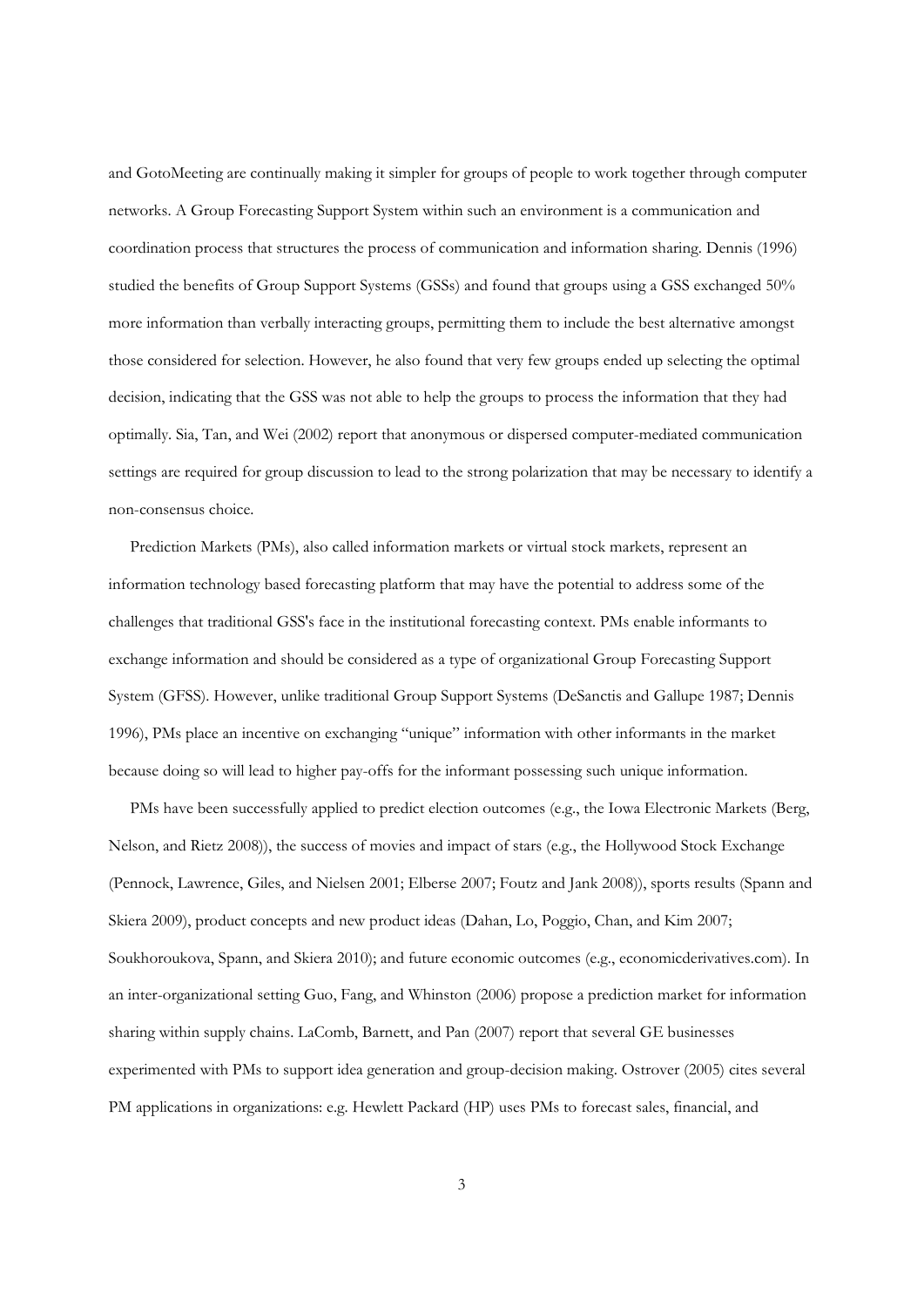and GotoMeeting are continually making it simpler for groups of people to work together through computer networks. A Group Forecasting Support System within such an environment is a communication and coordination process that structures the process of communication and information sharing. Dennis (1996) studied the benefits of Group Support Systems (GSSs) and found that groups using a GSS exchanged 50% more information than verbally interacting groups, permitting them to include the best alternative amongst those considered for selection. However, he also found that very few groups ended up selecting the optimal decision, indicating that the GSS was not able to help the groups to process the information that they had optimally. Sia, Tan, and Wei (2002) report that anonymous or dispersed computer-mediated communication settings are required for group discussion to lead to the strong polarization that may be necessary to identify a non-consensus choice.

Prediction Markets (PMs), also called information markets or virtual stock markets, represent an information technology based forecasting platform that may have the potential to address some of the challenges that traditional GSS's face in the institutional forecasting context. PMs enable informants to exchange information and should be considered as a type of organizational Group Forecasting Support System (GFSS). However, unlike traditional Group Support Systems (DeSanctis and Gallupe 1987; Dennis 1996), PMs place an incentive on exchanging "unique" information with other informants in the market because doing so will lead to higher pay-offs for the informant possessing such unique information.

PMs have been successfully applied to predict election outcomes (e.g., the Iowa Electronic Markets (Berg, Nelson, and Rietz 2008)), the success of movies and impact of stars (e.g., the Hollywood Stock Exchange (Pennock, Lawrence, Giles, and Nielsen 2001; Elberse 2007; Foutz and Jank 2008)), sports results (Spann and Skiera 2009), product concepts and new product ideas (Dahan, Lo, Poggio, Chan, and Kim 2007; Soukhoroukova, Spann, and Skiera 2010); and future economic outcomes (e.g., economicderivatives.com). In an inter-organizational setting Guo, Fang, and Whinston (2006) propose a prediction market for information sharing within supply chains. LaComb, Barnett, and Pan (2007) report that several GE businesses experimented with PMs to support idea generation and group-decision making. Ostrover (2005) cites several PM applications in organizations: e.g. Hewlett Packard (HP) uses PMs to forecast sales, financial, and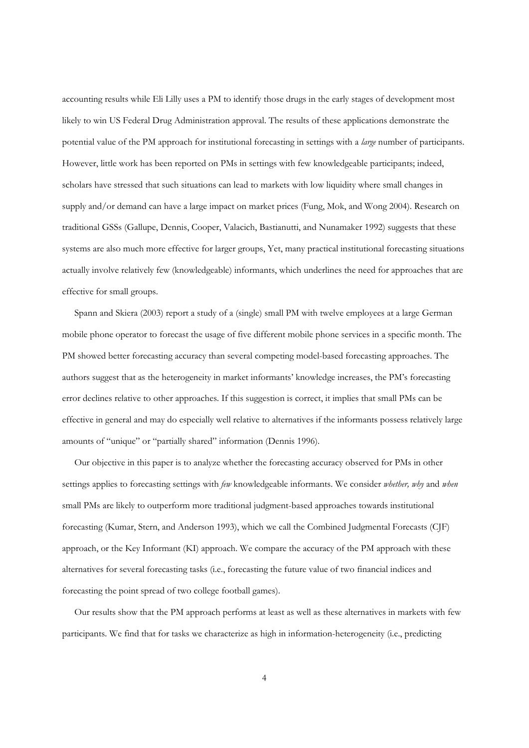accounting results while Eli Lilly uses a PM to identify those drugs in the early stages of development most likely to win US Federal Drug Administration approval. The results of these applications demonstrate the potential value of the PM approach for institutional forecasting in settings with a *large* number of participants. However, little work has been reported on PMs in settings with few knowledgeable participants; indeed, scholars have stressed that such situations can lead to markets with low liquidity where small changes in supply and/or demand can have a large impact on market prices (Fung, Mok, and Wong 2004). Research on traditional GSSs (Gallupe, Dennis, Cooper, Valacich, Bastianutti, and Nunamaker 1992) suggests that these systems are also much more effective for larger groups, Yet, many practical institutional forecasting situations actually involve relatively few (knowledgeable) informants, which underlines the need for approaches that are effective for small groups.

Spann and Skiera (2003) report a study of a (single) small PM with twelve employees at a large German mobile phone operator to forecast the usage of five different mobile phone services in a specific month. The PM showed better forecasting accuracy than several competing model-based forecasting approaches. The authors suggest that as the heterogeneity in market informants' knowledge increases, the PM's forecasting error declines relative to other approaches. If this suggestion is correct, it implies that small PMs can be effective in general and may do especially well relative to alternatives if the informants possess relatively large amounts of "unique" or "partially shared" information (Dennis 1996).

Our objective in this paper is to analyze whether the forecasting accuracy observed for PMs in other settings applies to forecasting settings with *few* knowledgeable informants. We consider *whether, why* and *when* small PMs are likely to outperform more traditional judgment-based approaches towards institutional forecasting (Kumar, Stern, and Anderson 1993), which we call the Combined Judgmental Forecasts (CJF) approach, or the Key Informant (KI) approach. We compare the accuracy of the PM approach with these alternatives for several forecasting tasks (i.e., forecasting the future value of two financial indices and forecasting the point spread of two college football games).

Our results show that the PM approach performs at least as well as these alternatives in markets with few participants. We find that for tasks we characterize as high in information-heterogeneity (i.e., predicting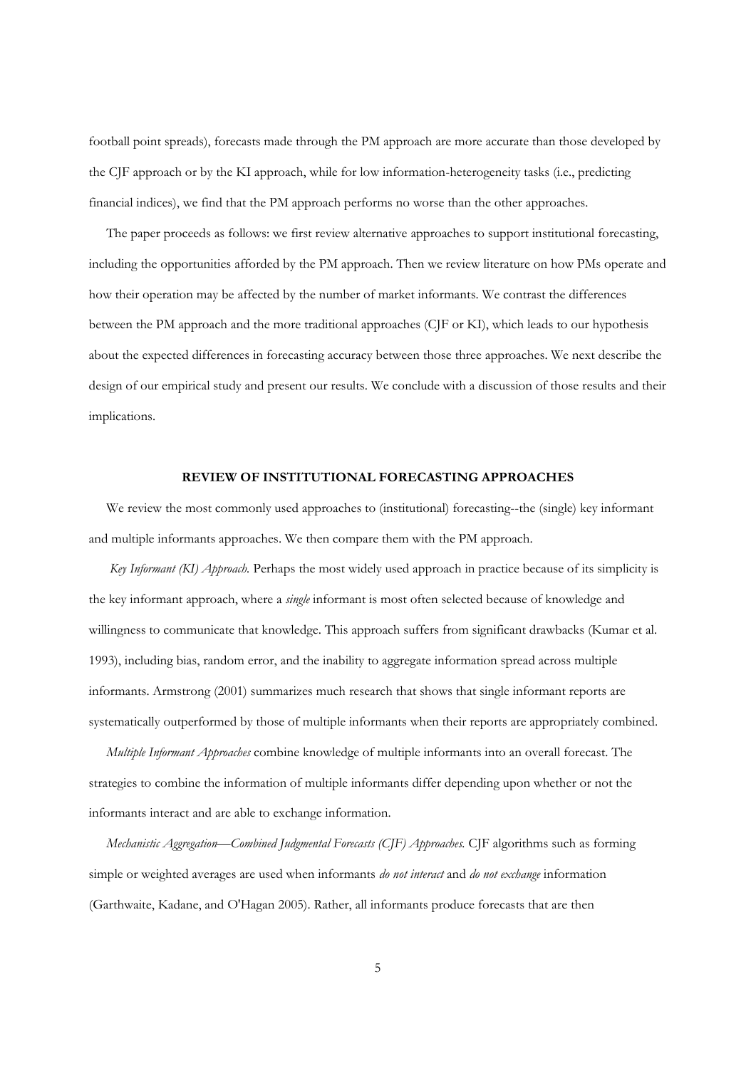football point spreads), forecasts made through the PM approach are more accurate than those developed by the CJF approach or by the KI approach, while for low information-heterogeneity tasks (i.e., predicting financial indices), we find that the PM approach performs no worse than the other approaches.

The paper proceeds as follows: we first review alternative approaches to support institutional forecasting, including the opportunities afforded by the PM approach. Then we review literature on how PMs operate and how their operation may be affected by the number of market informants. We contrast the differences between the PM approach and the more traditional approaches (CJF or KI), which leads to our hypothesis about the expected differences in forecasting accuracy between those three approaches. We next describe the design of our empirical study and present our results. We conclude with a discussion of those results and their implications.

## REVIEW OF INSTITUTIONAL FORECASTING APPROACHES

We review the most commonly used approaches to (institutional) forecasting--the (single) key informant and multiple informants approaches. We then compare them with the PM approach.

*Key Informant (KI) Approach.* Perhaps the most widely used approach in practice because of its simplicity is the key informant approach, where a *single* informant is most often selected because of knowledge and willingness to communicate that knowledge. This approach suffers from significant drawbacks (Kumar et al. 1993), including bias, random error, and the inability to aggregate information spread across multiple informants. Armstrong (2001) summarizes much research that shows that single informant reports are systematically outperformed by those of multiple informants when their reports are appropriately combined.

*Multiple Informant Approaches* combine knowledge of multiple informants into an overall forecast. The strategies to combine the information of multiple informants differ depending upon whether or not the informants interact and are able to exchange information.

*Mechanistic Aggregation—Combined Judgmental Forecasts (CJF) Approaches.* CJF algorithms such as forming simple or weighted averages are used when informants *do not interact* and *do not exchange* information (Garthwaite, Kadane, and O'Hagan 2005). Rather, all informants produce forecasts that are then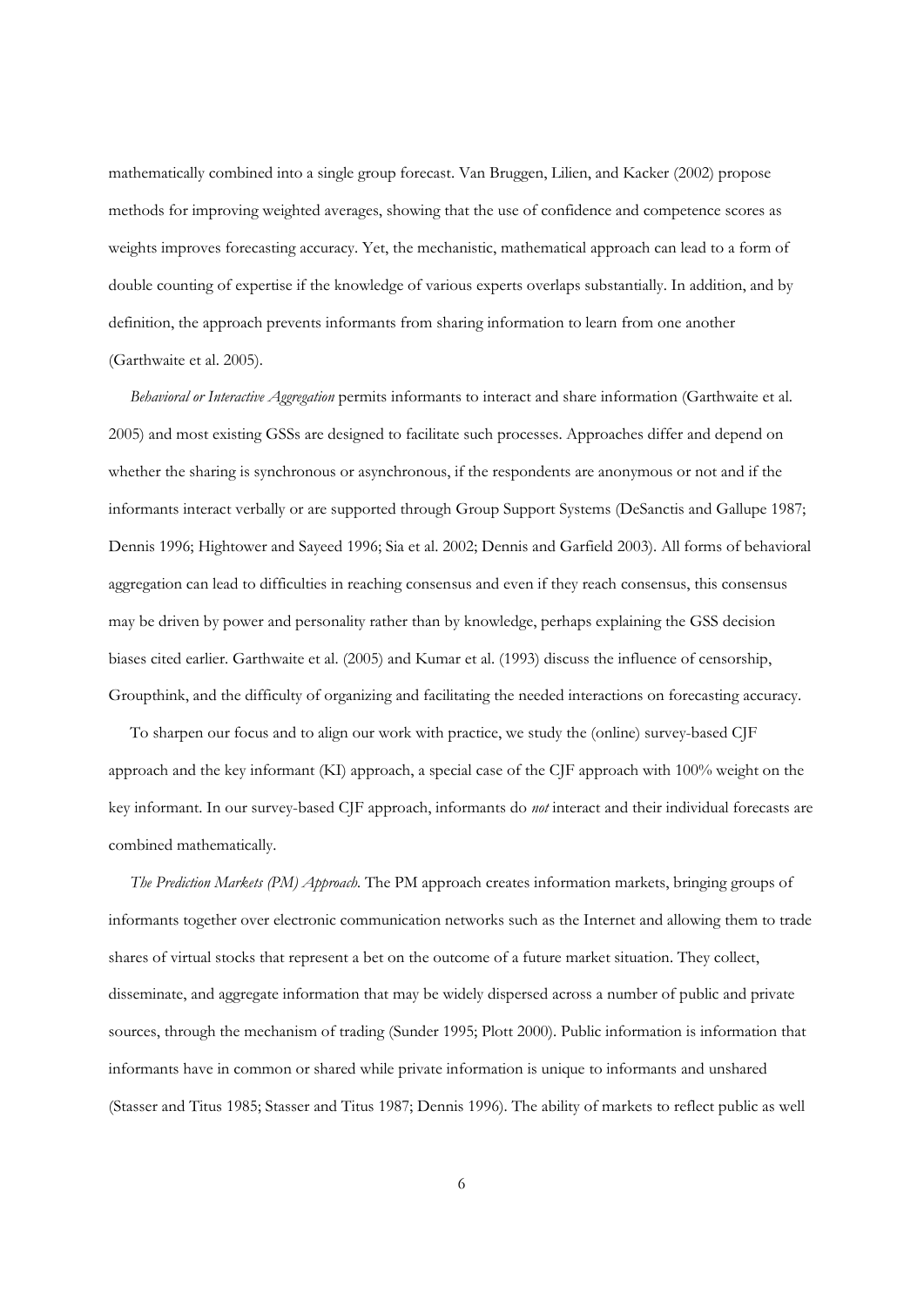mathematically combined into a single group forecast. Van Bruggen, Lilien, and Kacker (2002) propose methods for improving weighted averages, showing that the use of confidence and competence scores as weights improves forecasting accuracy. Yet, the mechanistic, mathematical approach can lead to a form of double counting of expertise if the knowledge of various experts overlaps substantially. In addition, and by definition, the approach prevents informants from sharing information to learn from one another (Garthwaite et al. 2005).

*Behavioral or Interactive Aggregation* permits informants to interact and share information (Garthwaite et al. 2005) and most existing GSSs are designed to facilitate such processes. Approaches differ and depend on whether the sharing is synchronous or asynchronous, if the respondents are anonymous or not and if the informants interact verbally or are supported through Group Support Systems (DeSanctis and Gallupe 1987; Dennis 1996; Hightower and Sayeed 1996; Sia et al. 2002; Dennis and Garfield 2003). All forms of behavioral aggregation can lead to difficulties in reaching consensus and even if they reach consensus, this consensus may be driven by power and personality rather than by knowledge, perhaps explaining the GSS decision biases cited earlier. Garthwaite et al. (2005) and Kumar et al. (1993) discuss the influence of censorship, Groupthink, and the difficulty of organizing and facilitating the needed interactions on forecasting accuracy.

To sharpen our focus and to align our work with practice, we study the (online) survey-based CJF approach and the key informant (KI) approach, a special case of the CJF approach with 100% weight on the key informant. In our survey-based CJF approach, informants do *not* interact and their individual forecasts are combined mathematically.

*The Prediction Markets (PM) Approach.* The PM approach creates information markets, bringing groups of informants together over electronic communication networks such as the Internet and allowing them to trade shares of virtual stocks that represent a bet on the outcome of a future market situation. They collect, disseminate, and aggregate information that may be widely dispersed across a number of public and private sources, through the mechanism of trading (Sunder 1995; Plott 2000). Public information is information that informants have in common or shared while private information is unique to informants and unshared (Stasser and Titus 1985; Stasser and Titus 1987; Dennis 1996). The ability of markets to reflect public as well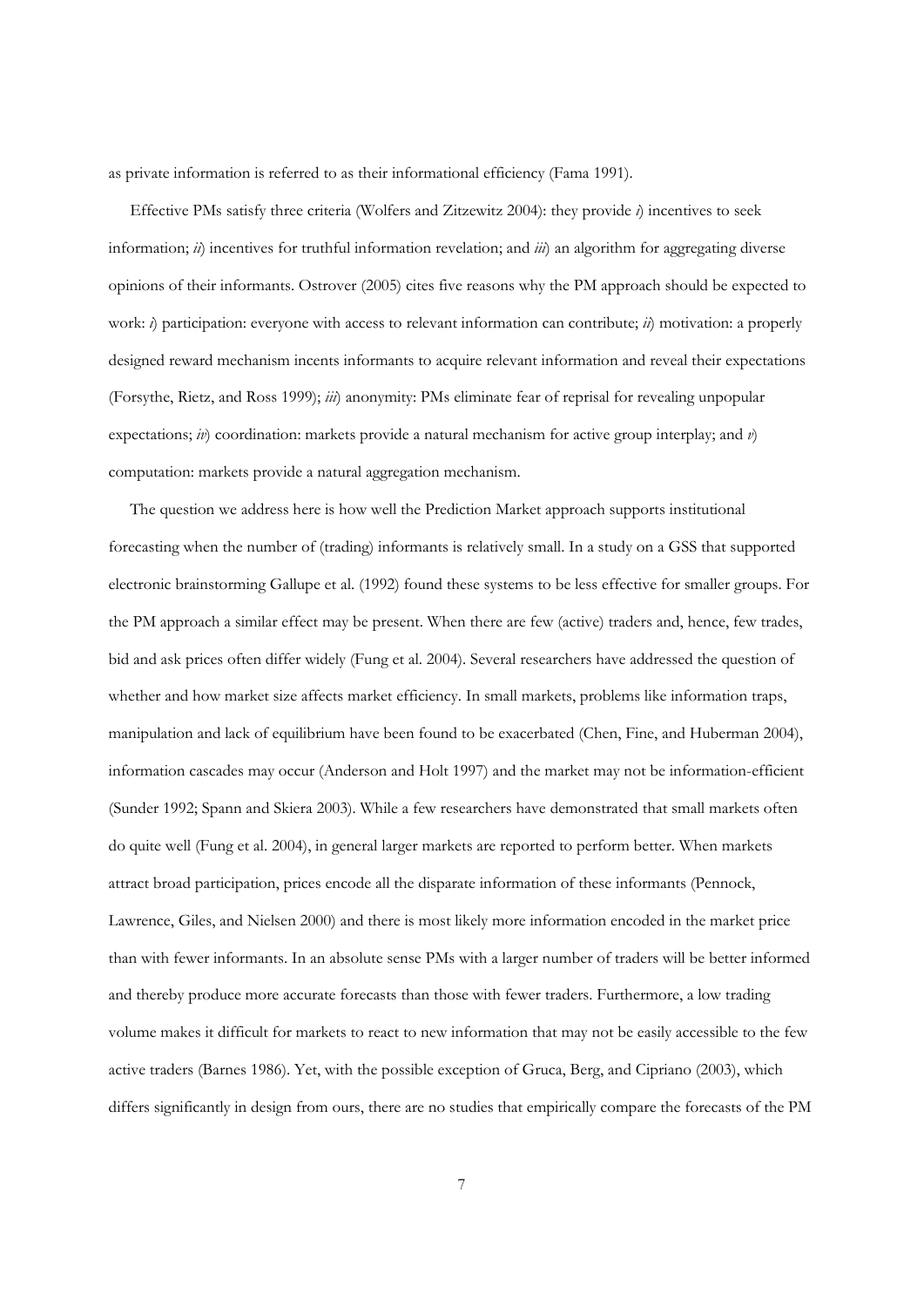as private information is referred to as their informational efficiency (Fama 1991).

Effective PMs satisfy three criteria (Wolfers and Zitzewitz 2004): they provide *i*) incentives to seek information; *ii*) incentives for truthful information revelation; and *iii*) an algorithm for aggregating diverse opinions of their informants. Ostrover (2005) cites five reasons why the PM approach should be expected to work: *i*) participation: everyone with access to relevant information can contribute; *ii*) motivation: a properly designed reward mechanism incents informants to acquire relevant information and reveal their expectations (Forsythe, Rietz, and Ross 1999); *iii*) anonymity: PMs eliminate fear of reprisal for revealing unpopular expectations; *iv*) coordination: markets provide a natural mechanism for active group interplay; and *v*) computation: markets provide a natural aggregation mechanism.

The question we address here is how well the Prediction Market approach supports institutional forecasting when the number of (trading) informants is relatively small. In a study on a GSS that supported electronic brainstorming Gallupe et al. (1992) found these systems to be less effective for smaller groups. For the PM approach a similar effect may be present. When there are few (active) traders and, hence, few trades, bid and ask prices often differ widely (Fung et al. 2004). Several researchers have addressed the question of whether and how market size affects market efficiency. In small markets, problems like information traps, manipulation and lack of equilibrium have been found to be exacerbated (Chen, Fine, and Huberman 2004), information cascades may occur (Anderson and Holt 1997) and the market may not be information-efficient (Sunder 1992; Spann and Skiera 2003). While a few researchers have demonstrated that small markets often do quite well (Fung et al. 2004), in general larger markets are reported to perform better. When markets attract broad participation, prices encode all the disparate information of these informants (Pennock, Lawrence, Giles, and Nielsen 2000) and there is most likely more information encoded in the market price than with fewer informants. In an absolute sense PMs with a larger number of traders will be better informed and thereby produce more accurate forecasts than those with fewer traders. Furthermore, a low trading volume makes it difficult for markets to react to new information that may not be easily accessible to the few active traders (Barnes 1986). Yet, with the possible exception of Gruca, Berg, and Cipriano (2003), which differs significantly in design from ours, there are no studies that empirically compare the forecasts of the PM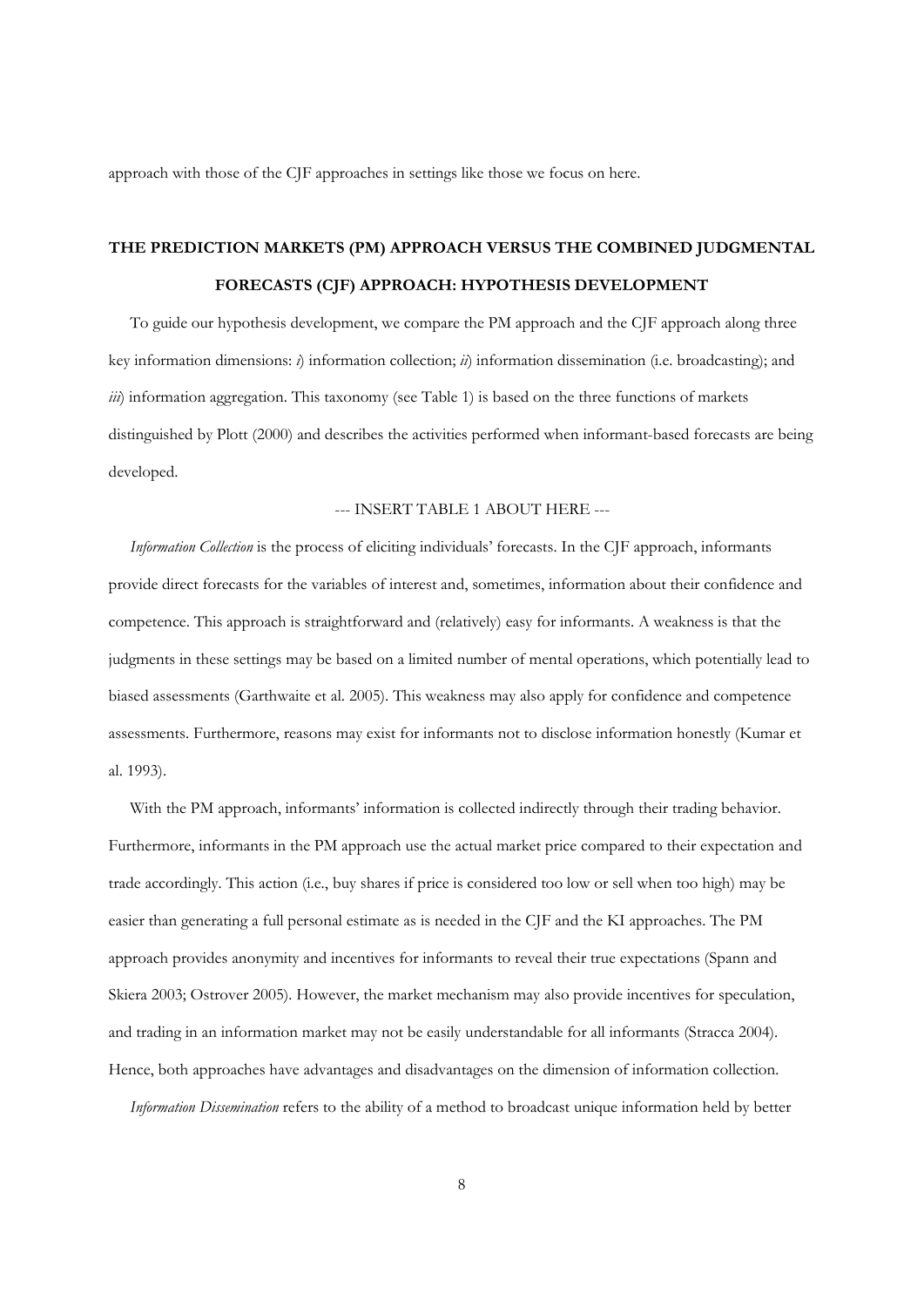approach with those of the CJF approaches in settings like those we focus on here.

## THE PREDICTION MARKETS (PM) APPROACH VERSUS THE COMBINED JUDGMENTAL FORECASTS (CJF) APPROACH: HYPOTHESIS DEVELOPMENT

To guide our hypothesis development, we compare the PM approach and the CJF approach along three key information dimensions: *i*) information collection; *ii*) information dissemination (i.e. broadcasting); and *iii*) information aggregation. This taxonomy (see Table 1) is based on the three functions of markets distinguished by Plott (2000) and describes the activities performed when informant-based forecasts are being developed.

--- INSERT TABLE 1 ABOUT HERE ---

*Information Collection* is the process of eliciting individuals' forecasts. In the CJF approach, informants provide direct forecasts for the variables of interest and, sometimes, information about their confidence and competence. This approach is straightforward and (relatively) easy for informants. A weakness is that the judgments in these settings may be based on a limited number of mental operations, which potentially lead to biased assessments (Garthwaite et al. 2005). This weakness may also apply for confidence and competence assessments. Furthermore, reasons may exist for informants not to disclose information honestly (Kumar et al. 1993).

With the PM approach, informants' information is collected indirectly through their trading behavior. Furthermore, informants in the PM approach use the actual market price compared to their expectation and trade accordingly. This action (i.e., buy shares if price is considered too low or sell when too high) may be easier than generating a full personal estimate as is needed in the CJF and the KI approaches. The PM approach provides anonymity and incentives for informants to reveal their true expectations (Spann and Skiera 2003; Ostrover 2005). However, the market mechanism may also provide incentives for speculation, and trading in an information market may not be easily understandable for all informants (Stracca 2004). Hence, both approaches have advantages and disadvantages on the dimension of information collection.

*Information Dissemination* refers to the ability of a method to broadcast unique information held by better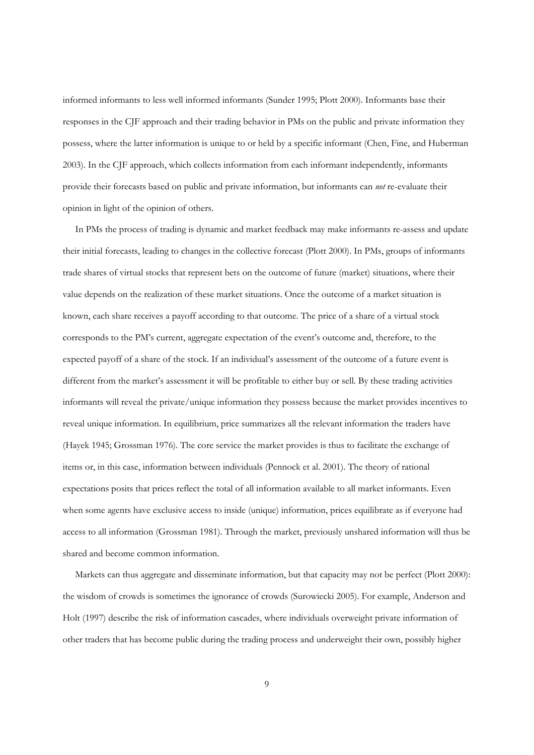informed informants to less well informed informants (Sunder 1995; Plott 2000). Informants base their responses in the CJF approach and their trading behavior in PMs on the public and private information they possess, where the latter information is unique to or held by a specific informant (Chen, Fine, and Huberman 2003). In the CJF approach, which collects information from each informant independently, informants provide their forecasts based on public and private information, but informants can *not* re-evaluate their opinion in light of the opinion of others.

In PMs the process of trading is dynamic and market feedback may make informants re-assess and update their initial forecasts, leading to changes in the collective forecast (Plott 2000). In PMs, groups of informants trade shares of virtual stocks that represent bets on the outcome of future (market) situations, where their value depends on the realization of these market situations. Once the outcome of a market situation is known, each share receives a payoff according to that outcome. The price of a share of a virtual stock corresponds to the PM's current, aggregate expectation of the event's outcome and, therefore, to the expected payoff of a share of the stock. If an individual's assessment of the outcome of a future event is different from the market's assessment it will be profitable to either buy or sell. By these trading activities informants will reveal the private/unique information they possess because the market provides incentives to reveal unique information. In equilibrium, price summarizes all the relevant information the traders have (Hayek 1945; Grossman 1976). The core service the market provides is thus to facilitate the exchange of items or, in this case, information between individuals (Pennock et al. 2001). The theory of rational expectations posits that prices reflect the total of all information available to all market informants. Even when some agents have exclusive access to inside (unique) information, prices equilibrate as if everyone had access to all information (Grossman 1981). Through the market, previously unshared information will thus be shared and become common information.

Markets can thus aggregate and disseminate information, but that capacity may not be perfect (Plott 2000): the wisdom of crowds is sometimes the ignorance of crowds (Surowiecki 2005). For example, Anderson and Holt (1997) describe the risk of information cascades, where individuals overweight private information of other traders that has become public during the trading process and underweight their own, possibly higher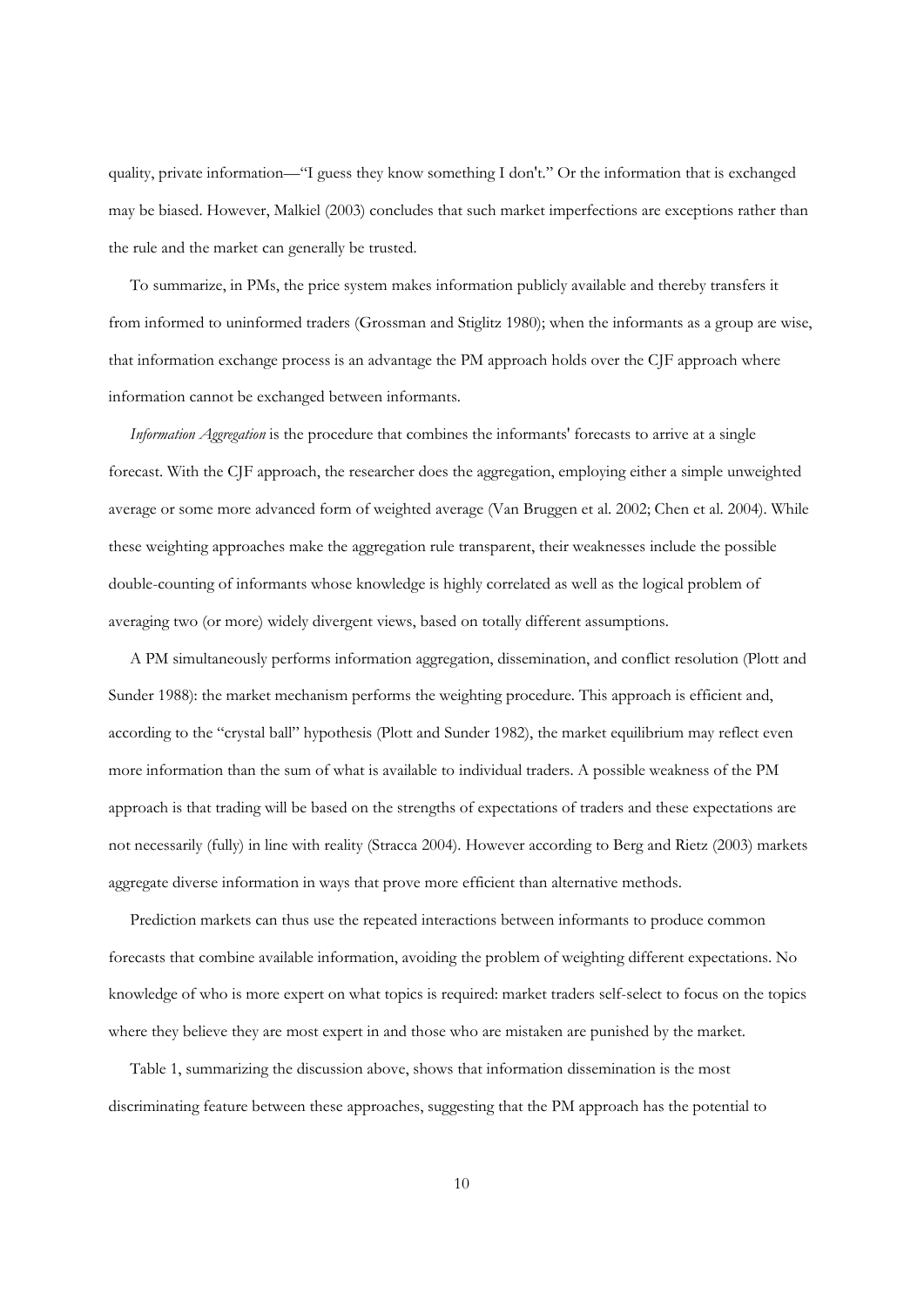quality, private information—"I guess they know something I don't." Or the information that is exchanged may be biased. However, Malkiel (2003) concludes that such market imperfections are exceptions rather than the rule and the market can generally be trusted.

To summarize, in PMs, the price system makes information publicly available and thereby transfers it from informed to uninformed traders (Grossman and Stiglitz 1980); when the informants as a group are wise, that information exchange process is an advantage the PM approach holds over the CJF approach where information cannot be exchanged between informants.

*Information Aggregation* is the procedure that combines the informants' forecasts to arrive at a single forecast. With the CJF approach, the researcher does the aggregation, employing either a simple unweighted average or some more advanced form of weighted average (Van Bruggen et al. 2002; Chen et al. 2004). While these weighting approaches make the aggregation rule transparent, their weaknesses include the possible double-counting of informants whose knowledge is highly correlated as well as the logical problem of averaging two (or more) widely divergent views, based on totally different assumptions.

A PM simultaneously performs information aggregation, dissemination, and conflict resolution (Plott and Sunder 1988): the market mechanism performs the weighting procedure. This approach is efficient and, according to the "crystal ball" hypothesis (Plott and Sunder 1982), the market equilibrium may reflect even more information than the sum of what is available to individual traders. A possible weakness of the PM approach is that trading will be based on the strengths of expectations of traders and these expectations are not necessarily (fully) in line with reality (Stracca 2004). However according to Berg and Rietz (2003) markets aggregate diverse information in ways that prove more efficient than alternative methods.

Prediction markets can thus use the repeated interactions between informants to produce common forecasts that combine available information, avoiding the problem of weighting different expectations. No knowledge of who is more expert on what topics is required: market traders self-select to focus on the topics where they believe they are most expert in and those who are mistaken are punished by the market.

Table 1, summarizing the discussion above, shows that information dissemination is the most discriminating feature between these approaches, suggesting that the PM approach has the potential to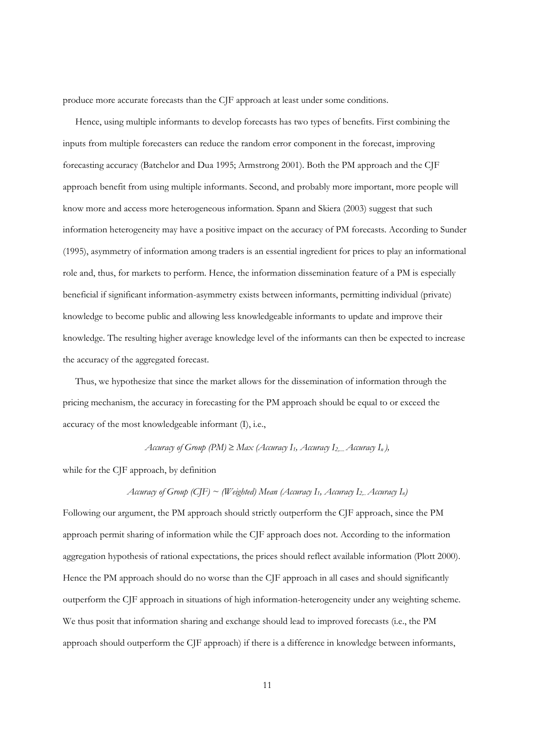produce more accurate forecasts than the CJF approach at least under some conditions.

Hence, using multiple informants to develop forecasts has two types of benefits. First combining the inputs from multiple forecasters can reduce the random error component in the forecast, improving forecasting accuracy (Batchelor and Dua 1995; Armstrong 2001). Both the PM approach and the CJF approach benefit from using multiple informants. Second, and probably more important, more people will know more and access more heterogeneous information. Spann and Skiera (2003) suggest that such information heterogeneity may have a positive impact on the accuracy of PM forecasts. According to Sunder (1995), asymmetry of information among traders is an essential ingredient for prices to play an informational role and, thus, for markets to perform. Hence, the information dissemination feature of a PM is especially beneficial if significant information-asymmetry exists between informants, permitting individual (private) knowledge to become public and allowing less knowledgeable informants to update and improve their knowledge. The resulting higher average knowledge level of the informants can then be expected to increase the accuracy of the aggregated forecast.

Thus, we hypothesize that since the market allows for the dissemination of information through the pricing mechanism, the accuracy in forecasting for the PM approach should be equal to or exceed the accuracy of the most knowledgeable informant (I), i.e.,

$$\textit{Accuracy of Group (PM)} \geq \textit{Max (Accuracy } I_1\textit{, Accuracy } I_2\textit{,... Accuracy } I_n\textit{)},$$

while for the CJF approach, by definition

$$\textit{Accuracy of Group (CJF)} \sim \textit{(Weighted) Mean (Accuracy } I_1\textit{, Accuracy } I_2\textit{... Accuracy } I_n\textit{)}$$

Following our argument, the PM approach should strictly outperform the CJF approach, since the PM approach permit sharing of information while the CJF approach does not. According to the information aggregation hypothesis of rational expectations, the prices should reflect available information (Plott 2000). Hence the PM approach should do no worse than the CJF approach in all cases and should significantly outperform the CJF approach in situations of high information-heterogeneity under any weighting scheme. We thus posit that information sharing and exchange should lead to improved forecasts (i.e., the PM approach should outperform the CJF approach) if there is a difference in knowledge between informants,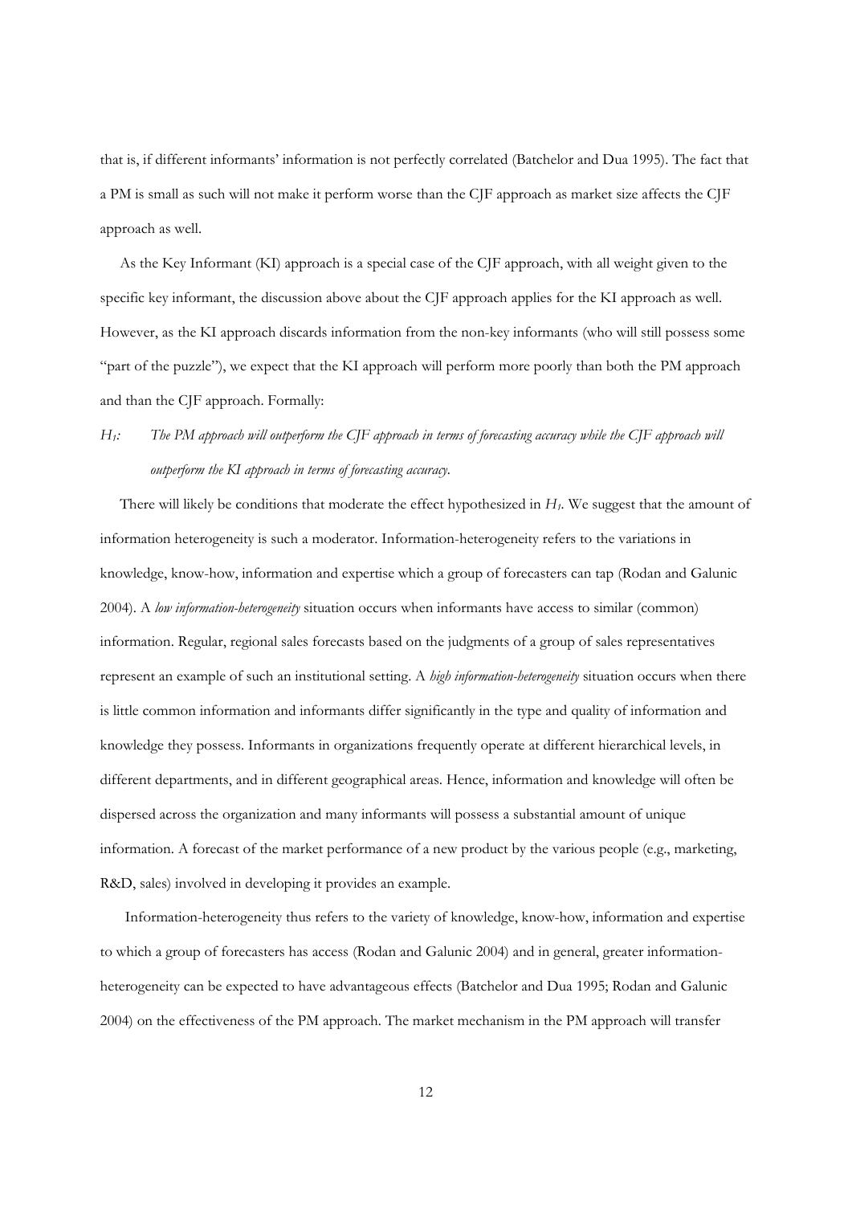that is, if different informants' information is not perfectly correlated (Batchelor and Dua 1995). The fact that a PM is small as such will not make it perform worse than the CJF approach as market size affects the CJF approach as well.

As the Key Informant (KI) approach is a special case of the CJF approach, with all weight given to the specific key informant, the discussion above about the CJF approach applies for the KI approach as well. However, as the KI approach discards information from the non-key informants (who will still possess some "part of the puzzle"), we expect that the KI approach will perform more poorly than both the PM approach and than the CJF approach. Formally:

*$H_1$: The PM approach will outperform the CJF approach in terms of forecasting accuracy while the CJF approach will outperform the KI approach in terms of forecasting accuracy.*

There will likely be conditions that moderate the effect hypothesized in *$H_1$*. We suggest that the amount of information heterogeneity is such a moderator. Information-heterogeneity refers to the variations in knowledge, know-how, information and expertise which a group of forecasters can tap (Rodan and Galunic 2004). A *low information-heterogeneity* situation occurs when informants have access to similar (common) information. Regular, regional sales forecasts based on the judgments of a group of sales representatives represent an example of such an institutional setting. A *high information-heterogeneity* situation occurs when there is little common information and informants differ significantly in the type and quality of information and knowledge they possess. Informants in organizations frequently operate at different hierarchical levels, in different departments, and in different geographical areas. Hence, information and knowledge will often be dispersed across the organization and many informants will possess a substantial amount of unique information. A forecast of the market performance of a new product by the various people (e.g., marketing, R&D, sales) involved in developing it provides an example.

Information-heterogeneity thus refers to the variety of knowledge, know-how, information and expertise to which a group of forecasters has access (Rodan and Galunic 2004) and in general, greater information-heterogeneity can be expected to have advantageous effects (Batchelor and Dua 1995; Rodan and Galunic 2004) on the effectiveness of the PM approach. The market mechanism in the PM approach will transfer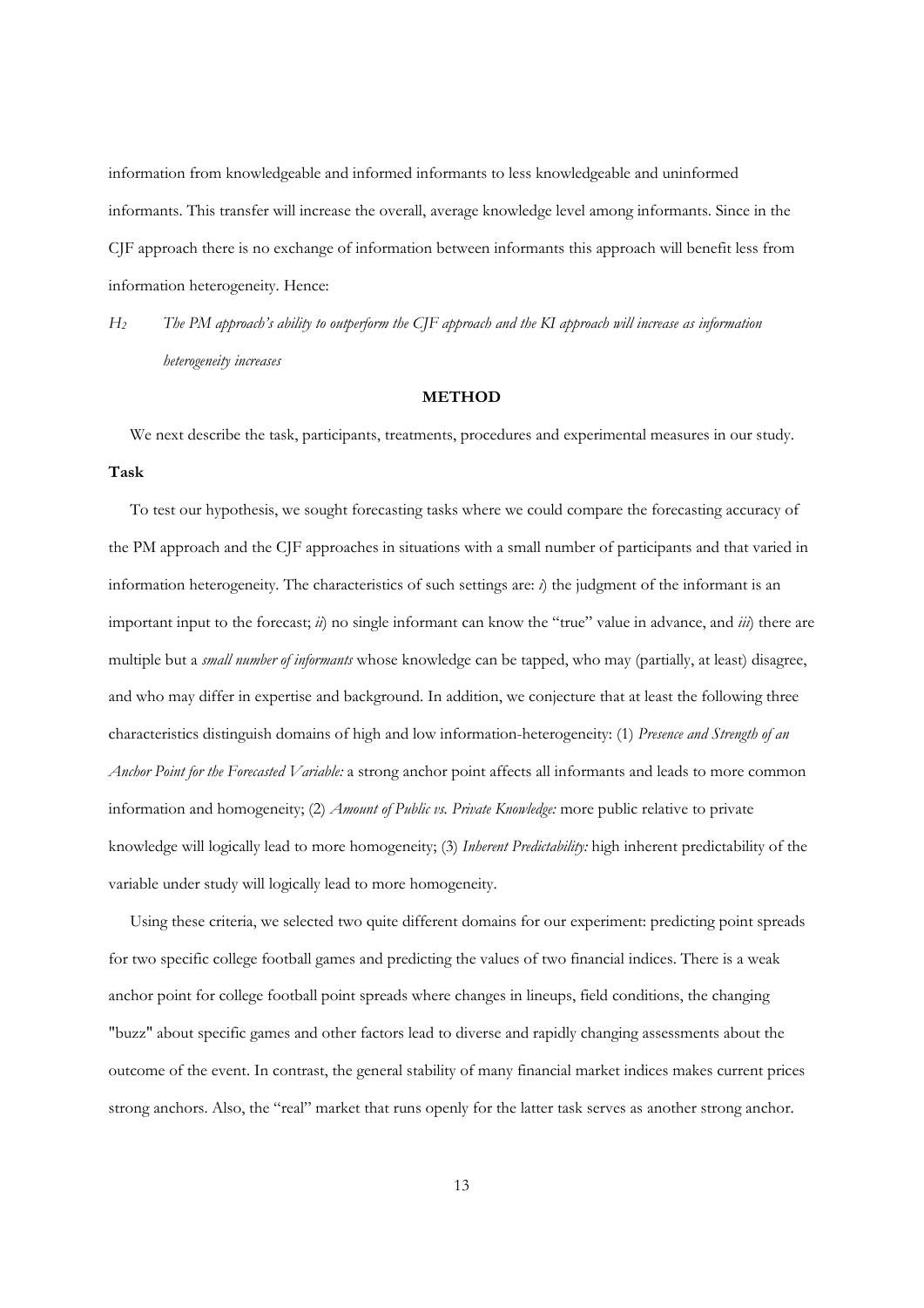information from knowledgeable and informed informants to less knowledgeable and uninformed informants. This transfer will increase the overall, average knowledge level among informants. Since in the CJF approach there is no exchange of information between informants this approach will benefit less from information heterogeneity. Hence:

*$H_2$ The PM approach's ability to outperform the CJF approach and the KI approach will increase as information heterogeneity increases*

## METHOD

We next describe the task, participants, treatments, procedures and experimental measures in our study.

### Task

To test our hypothesis, we sought forecasting tasks where we could compare the forecasting accuracy of the PM approach and the CJF approaches in situations with a small number of participants and that varied in information heterogeneity. The characteristics of such settings are: *i*) the judgment of the informant is an important input to the forecast; *ii*) no single informant can know the "true" value in advance, and *iii*) there are multiple but a *small number of informants* whose knowledge can be tapped, who may (partially, at least) disagree, and who may differ in expertise and background. In addition, we conjecture that at least the following three characteristics distinguish domains of high and low information-heterogeneity: (1) *Presence and Strength of an Anchor Point for the Forecasted Variable:* a strong anchor point affects all informants and leads to more common information and homogeneity; (2) *Amount of Public vs. Private Knowledge:* more public relative to private knowledge will logically lead to more homogeneity; (3) *Inherent Predictability:* high inherent predictability of the variable under study will logically lead to more homogeneity.

Using these criteria, we selected two quite different domains for our experiment: predicting point spreads for two specific college football games and predicting the values of two financial indices. There is a weak anchor point for college football point spreads where changes in lineups, field conditions, the changing "buzz" about specific games and other factors lead to diverse and rapidly changing assessments about the outcome of the event. In contrast, the general stability of many financial market indices makes current prices strong anchors. Also, the "real" market that runs openly for the latter task serves as another strong anchor.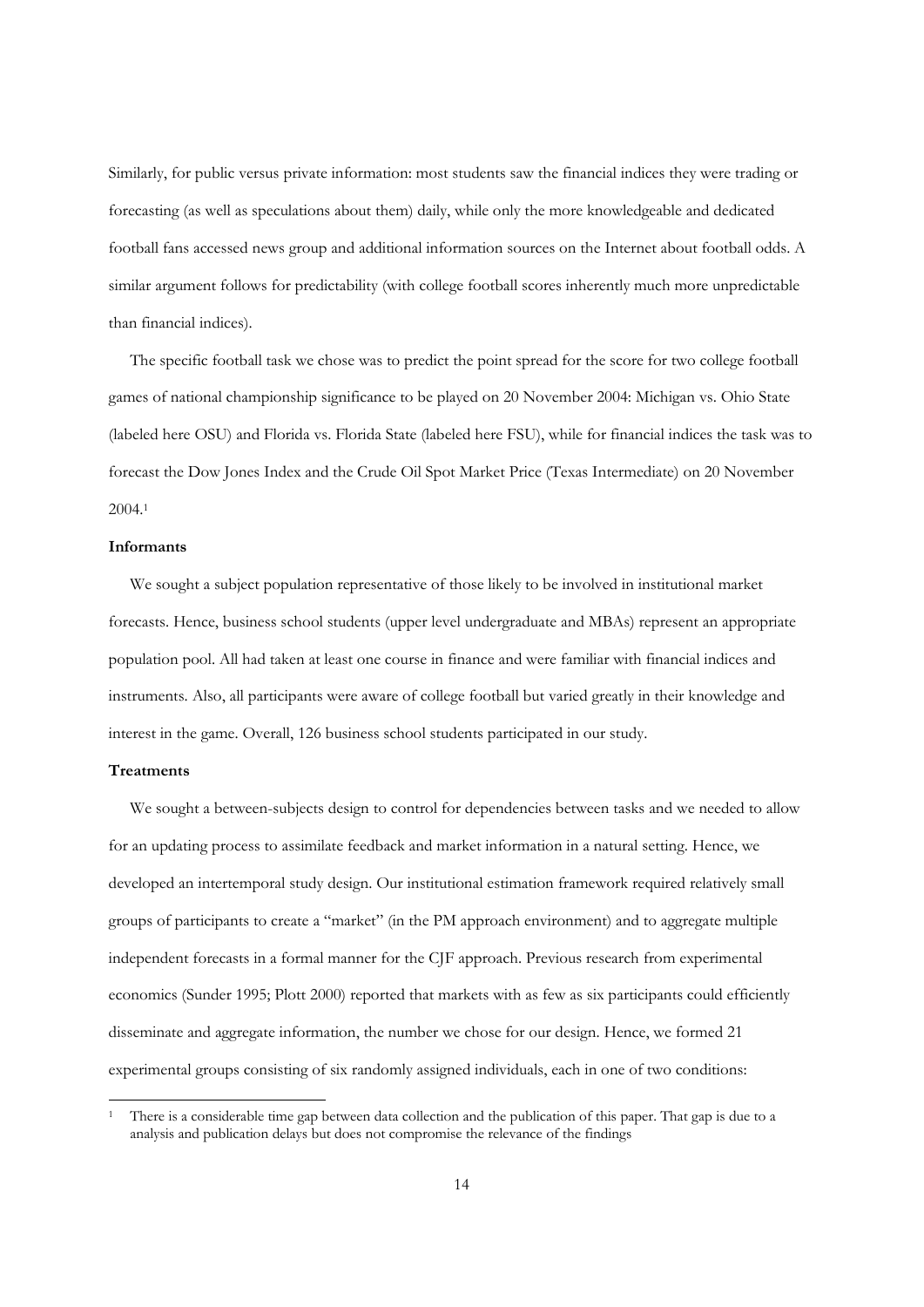Similarly, for public versus private information: most students saw the financial indices they were trading or forecasting (as well as speculations about them) daily, while only the more knowledgeable and dedicated football fans accessed news group and additional information sources on the Internet about football odds. A similar argument follows for predictability (with college football scores inherently much more unpredictable than financial indices).

The specific football task we chose was to predict the point spread for the score for two college football games of national championship significance to be played on 20 November 2004: Michigan vs. Ohio State (labeled here OSU) and Florida vs. Florida State (labeled here FSU), while for financial indices the task was to forecast the Dow Jones Index and the Crude Oil Spot Market Price (Texas Intermediate) on 20 November 2004.[1]

**Informants**

We sought a subject population representative of those likely to be involved in institutional market forecasts. Hence, business school students (upper level undergraduate and MBAs) represent an appropriate population pool. All had taken at least one course in finance and were familiar with financial indices and instruments. Also, all participants were aware of college football but varied greatly in their knowledge and interest in the game. Overall, 126 business school students participated in our study.

**Treatments**

We sought a between-subjects design to control for dependencies between tasks and we needed to allow for an updating process to assimilate feedback and market information in a natural setting. Hence, we developed an intertemporal study design. Our institutional estimation framework required relatively small groups of participants to create a "market" (in the PM approach environment) and to aggregate multiple independent forecasts in a formal manner for the CJF approach. Previous research from experimental economics (Sunder 1995; Plott 2000) reported that markets with as few as six participants could efficiently disseminate and aggregate information, the number we chose for our design. Hence, we formed 21 experimental groups consisting of six randomly assigned individuals, each in one of two conditions:

[1] There is a considerable time gap between data collection and the publication of this paper. That gap is due to a analysis and publication delays but does not compromise the relevance of the findings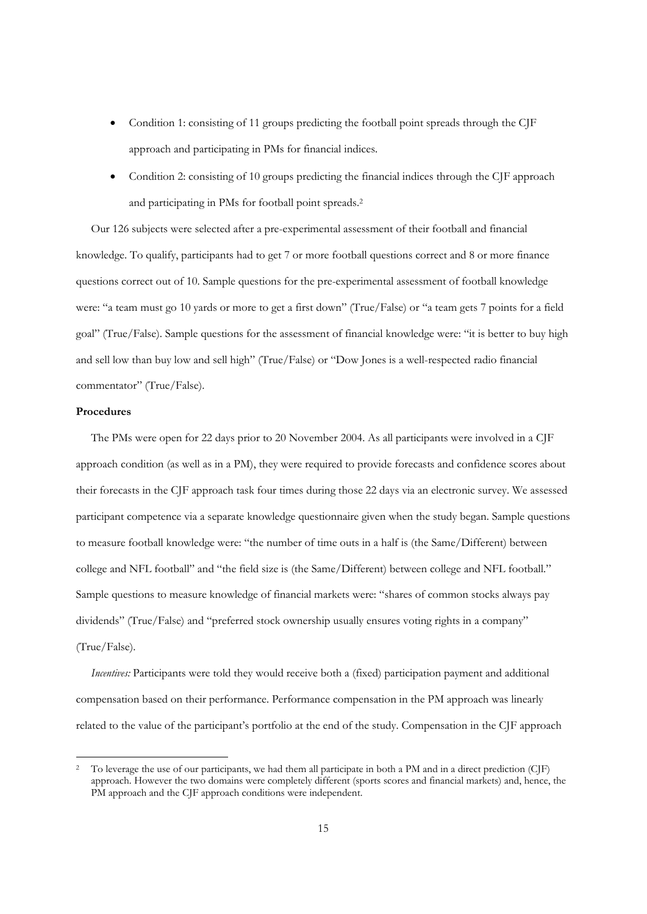- Condition 1: consisting of 11 groups predicting the football point spreads through the CJF approach and participating in PMs for financial indices.
- Condition 2: consisting of 10 groups predicting the financial indices through the CJF approach and participating in PMs for football point spreads.[2]

Our 126 subjects were selected after a pre-experimental assessment of their football and financial knowledge. To qualify, participants had to get 7 or more football questions correct and 8 or more finance questions correct out of 10. Sample questions for the pre-experimental assessment of football knowledge were: "a team must go 10 yards or more to get a first down" (True/False) or "a team gets 7 points for a field goal" (True/False). Sample questions for the assessment of financial knowledge were: "it is better to buy high and sell low than buy low and sell high" (True/False) or "Dow Jones is a well-respected radio financial commentator" (True/False).

**Procedures**

The PMs were open for 22 days prior to 20 November 2004. As all participants were involved in a CJF approach condition (as well as in a PM), they were required to provide forecasts and confidence scores about their forecasts in the CJF approach task four times during those 22 days via an electronic survey. We assessed participant competence via a separate knowledge questionnaire given when the study began. Sample questions to measure football knowledge were: "the number of time outs in a half is (the Same/Different) between college and NFL football" and "the field size is (the Same/Different) between college and NFL football." Sample questions to measure knowledge of financial markets were: "shares of common stocks always pay dividends" (True/False) and "preferred stock ownership usually ensures voting rights in a company" (True/False).

*Incentives:* Participants were told they would receive both a (fixed) participation payment and additional compensation based on their performance. Performance compensation in the PM approach was linearly related to the value of the participant's portfolio at the end of the study. Compensation in the CJF approach

[2] To leverage the use of our participants, we had them all participate in both a PM and in a direct prediction (CJF) approach. However the two domains were completely different (sports scores and financial markets) and, hence, the PM approach and the CJF approach conditions were independent.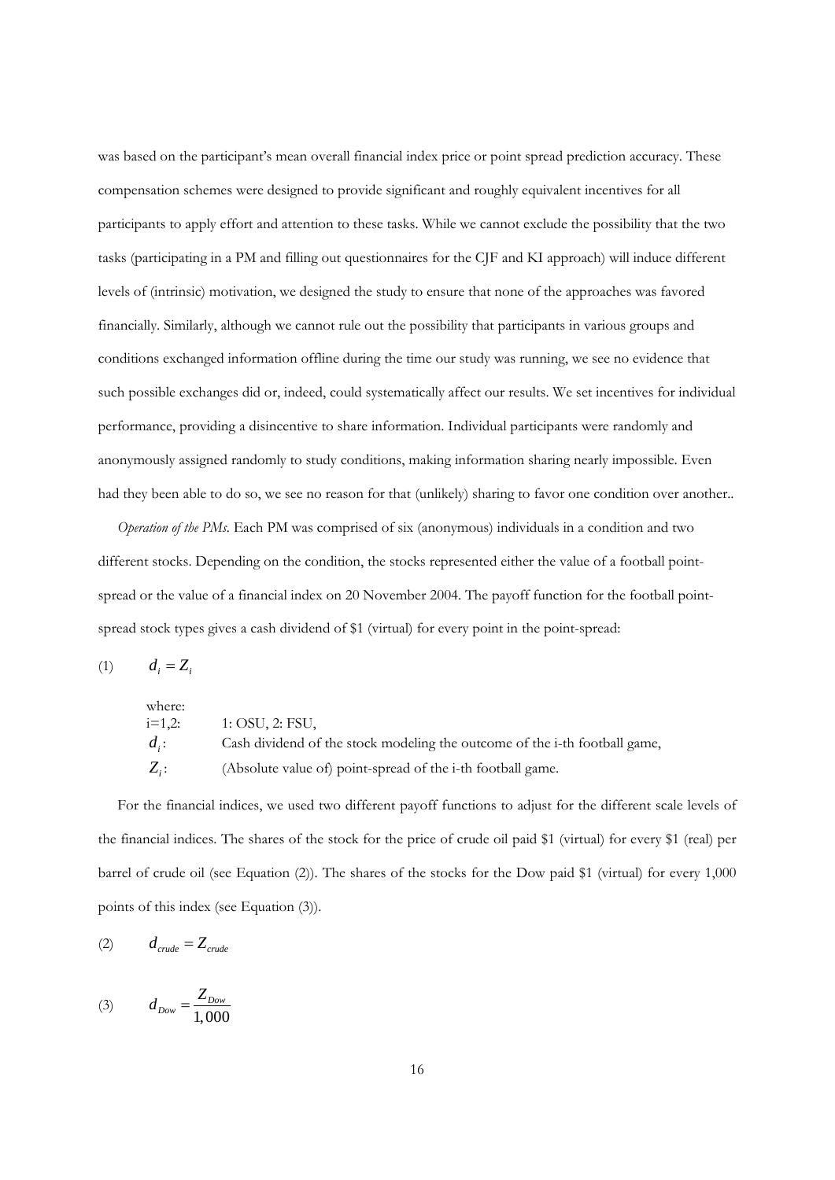was based on the participant's mean overall financial index price or point spread prediction accuracy. These compensation schemes were designed to provide significant and roughly equivalent incentives for all participants to apply effort and attention to these tasks. While we cannot exclude the possibility that the two tasks (participating in a PM and filling out questionnaires for the CJF and KI approach) will induce different levels of (intrinsic) motivation, we designed the study to ensure that none of the approaches was favored financially. Similarly, although we cannot rule out the possibility that participants in various groups and conditions exchanged information offline during the time our study was running, we see no evidence that such possible exchanges did or, indeed, could systematically affect our results. We set incentives for individual performance, providing a disincentive to share information. Individual participants were randomly and anonymously assigned randomly to study conditions, making information sharing nearly impossible. Even had they been able to do so, we see no reason for that (unlikely) sharing to favor one condition over another..

*Operation of the PMs.* Each PM was comprised of six (anonymous) individuals in a condition and two different stocks. Depending on the condition, the stocks represented either the value of a football point-spread or the value of a financial index on 20 November 2004. The payoff function for the football point-spread stock types gives a cash dividend of $1 (virtual) for every point in the point-spread:

(1) $$d_i = Z_i$$

where:

$i$=1,2: 1: OSU, 2: FSU,

$d_i$: Cash dividend of the stock modeling the outcome of the i-th football game,

$Z_i$: (Absolute value of) point-spread of the i-th football game.

For the financial indices, we used two different payoff functions to adjust for the different scale levels of the financial indices. The shares of the stock for the price of crude oil paid $1 (virtual) for every $1 (real) per barrel of crude oil (see Equation (2)). The shares of the stocks for the Dow paid $1 (virtual) for every 1,000 points of this index (see Equation (3)).

(2) $$d_{crude} = Z_{crude}$$

(3) $$d_{Dow} = \frac{Z_{Dow}}{1{,}000}$$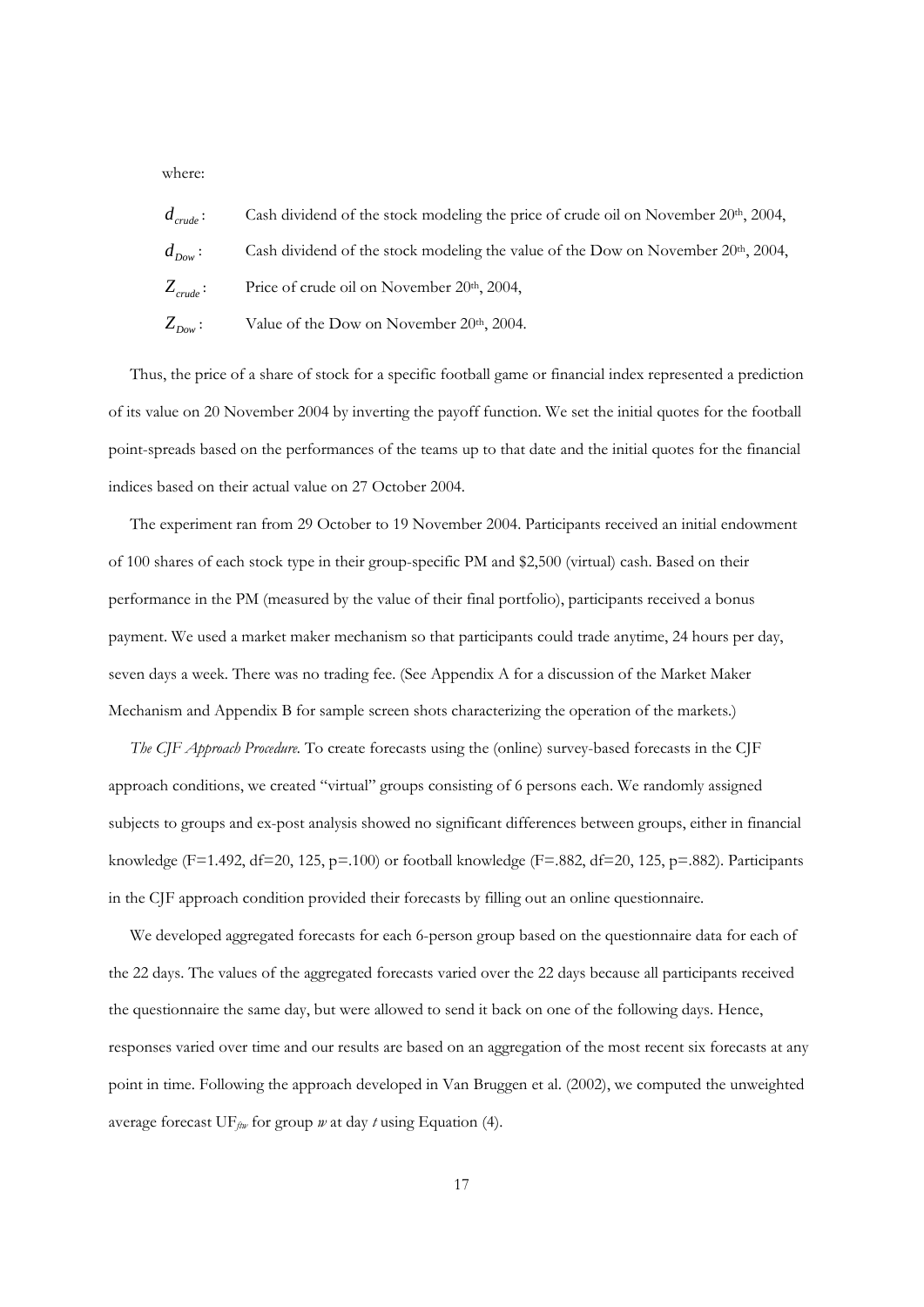where:

$d_{crude}$: Cash dividend of the stock modeling the price of crude oil on November 20th, 2004,

$d_{Dow}$: Cash dividend of the stock modeling the value of the Dow on November 20th, 2004,

$Z_{crude}$: Price of crude oil on November 20th, 2004,

$Z_{Dow}$: Value of the Dow on November 20th, 2004.

Thus, the price of a share of stock for a specific football game or financial index represented a prediction of its value on 20 November 2004 by inverting the payoff function. We set the initial quotes for the football point-spreads based on the performances of the teams up to that date and the initial quotes for the financial indices based on their actual value on 27 October 2004.

The experiment ran from 29 October to 19 November 2004. Participants received an initial endowment of 100 shares of each stock type in their group-specific PM and $2,500 (virtual) cash. Based on their performance in the PM (measured by the value of their final portfolio), participants received a bonus payment. We used a market maker mechanism so that participants could trade anytime, 24 hours per day, seven days a week. There was no trading fee. (See Appendix A for a discussion of the Market Maker Mechanism and Appendix B for sample screen shots characterizing the operation of the markets.)

*The CJF Approach Procedure.* To create forecasts using the (online) survey-based forecasts in the CJF approach conditions, we created "virtual" groups consisting of 6 persons each. We randomly assigned subjects to groups and ex-post analysis showed no significant differences between groups, either in financial knowledge ($F=1.492$, $df=20, 125$, $p=.100$) or football knowledge ($F=.882$, $df=20, 125$, $p=.882$). Participants in the CJF approach condition provided their forecasts by filling out an online questionnaire.

We developed aggregated forecasts for each 6-person group based on the questionnaire data for each of the 22 days. The values of the aggregated forecasts varied over the 22 days because all participants received the questionnaire the same day, but were allowed to send it back on one of the following days. Hence, responses varied over time and our results are based on an aggregation of the most recent six forecasts at any point in time. Following the approach developed in Van Bruggen et al. (2002), we computed the unweighted average forecast $UF_{ftw}$ for group $w$ at day $t$ using Equation (4).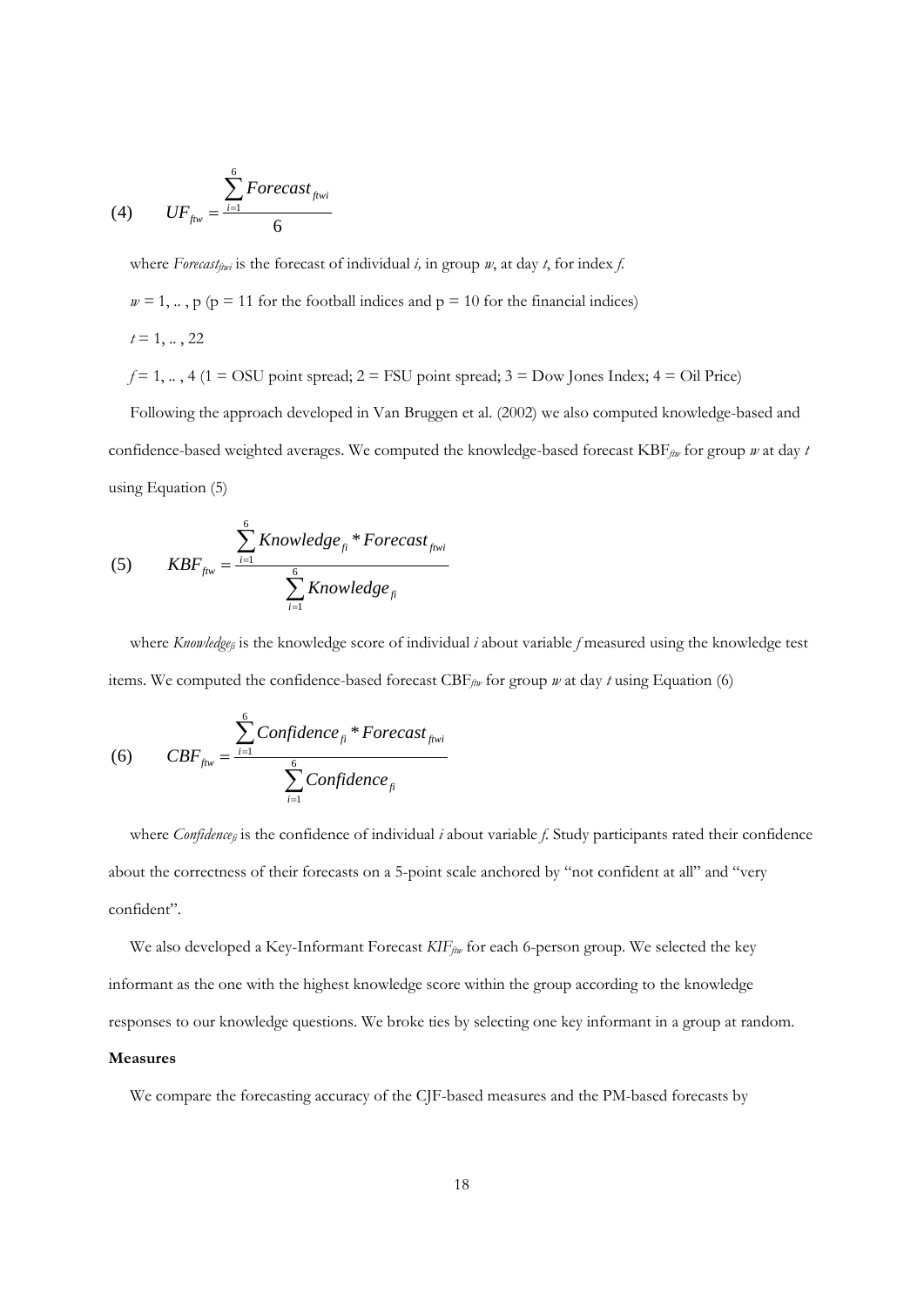$$(4) \qquad UF_{ftw} = \frac{\sum_{i=1}^{6} Forecast_{ftwi}}{6}$$

where $Forecast_{ftwi}$ is the forecast of individual $i$, in group $w$, at day $t$, for index $f$.

$w = 1, .. , p$ (p = 11 for the football indices and p = 10 for the financial indices)

$t = 1, .. , 22$

$f = 1, .. , 4$ (1 = OSU point spread; 2 = FSU point spread; 3 = Dow Jones Index; 4 = Oil Price)

Following the approach developed in Van Bruggen et al. (2002) we also computed knowledge-based and confidence-based weighted averages. We computed the knowledge-based forecast $KBF_{ftw}$ for group $w$ at day $t$ using Equation (5)

$$(5) \qquad KBF_{ftw} = \frac{\sum_{i=1}^{6} Knowledge_{fi} * Forecast_{ftwi}}{\sum_{i=1}^{6} Knowledge_{fi}}$$

where $Knowledge_{fi}$ is the knowledge score of individual $i$ about variable $f$ measured using the knowledge test items. We computed the confidence-based forecast $CBF_{ftw}$ for group $w$ at day $t$ using Equation (6)

$$(6) \qquad CBF_{ftw} = \frac{\sum_{i=1}^{6} Confidence_{fi} * Forecast_{ftwi}}{\sum_{i=1}^{6} Confidence_{fi}}$$

where $Confidence_{fi}$ is the confidence of individual $i$ about variable $f$. Study participants rated their confidence about the correctness of their forecasts on a 5-point scale anchored by "not confident at all" and "very confident".

We also developed a Key-Informant Forecast $KIF_{ftw}$ for each 6-person group. We selected the key informant as the one with the highest knowledge score within the group according to the knowledge responses to our knowledge questions. We broke ties by selecting one key informant in a group at random.

**Measures**

We compare the forecasting accuracy of the CJF-based measures and the PM-based forecasts by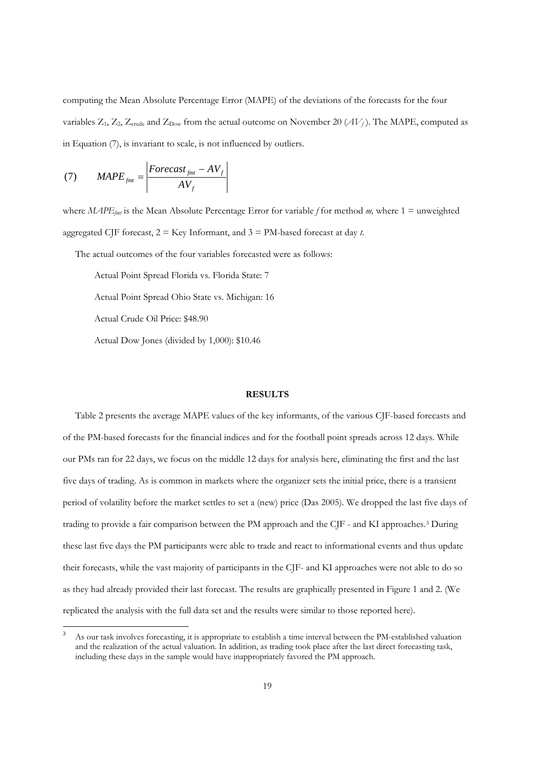computing the Mean Absolute Percentage Error (MAPE) of the deviations of the forecasts for the four variables $Z_1$, $Z_2$, $Z_{crude}$ and $Z_{Dow}$ from the actual outcome on November 20 ($AV_f$). The MAPE, computed as in Equation (7), is invariant to scale, is not influenced by outliers.

$$(7) \qquad MAPE_{fmt} = \left| \frac{Forecast_{fmt} - AV_f}{AV_f} \right|$$

where $MAPE_{fmt}$ is the Mean Absolute Percentage Error for variable *f* for method *m,* where 1 = unweighted aggregated CJF forecast, 2 = Key Informant, and 3 = PM-based forecast at day *t*.

The actual outcomes of the four variables forecasted were as follows:

Actual Point Spread Florida vs. Florida State: 7

Actual Point Spread Ohio State vs. Michigan: 16

Actual Crude Oil Price: $48.90

Actual Dow Jones (divided by 1,000): $10.46

## RESULTS

Table 2 presents the average MAPE values of the key informants, of the various CJF-based forecasts and of the PM-based forecasts for the financial indices and for the football point spreads across 12 days. While our PMs ran for 22 days, we focus on the middle 12 days for analysis here, eliminating the first and the last five days of trading. As is common in markets where the organizer sets the initial price, there is a transient period of volatility before the market settles to set a (new) price (Das 2005). We dropped the last five days of trading to provide a fair comparison between the PM approach and the CJF - and KI approaches.[3] During these last five days the PM participants were able to trade and react to informational events and thus update their forecasts, while the vast majority of participants in the CJF- and KI approaches were not able to do so as they had already provided their last forecast. The results are graphically presented in Figure 1 and 2. (We replicated the analysis with the full data set and the results were similar to those reported here).

[3] As our task involves forecasting, it is appropriate to establish a time interval between the PM-established valuation and the realization of the actual valuation. In addition, as trading took place after the last direct forecasting task, including these days in the sample would have inappropriately favored the PM approach.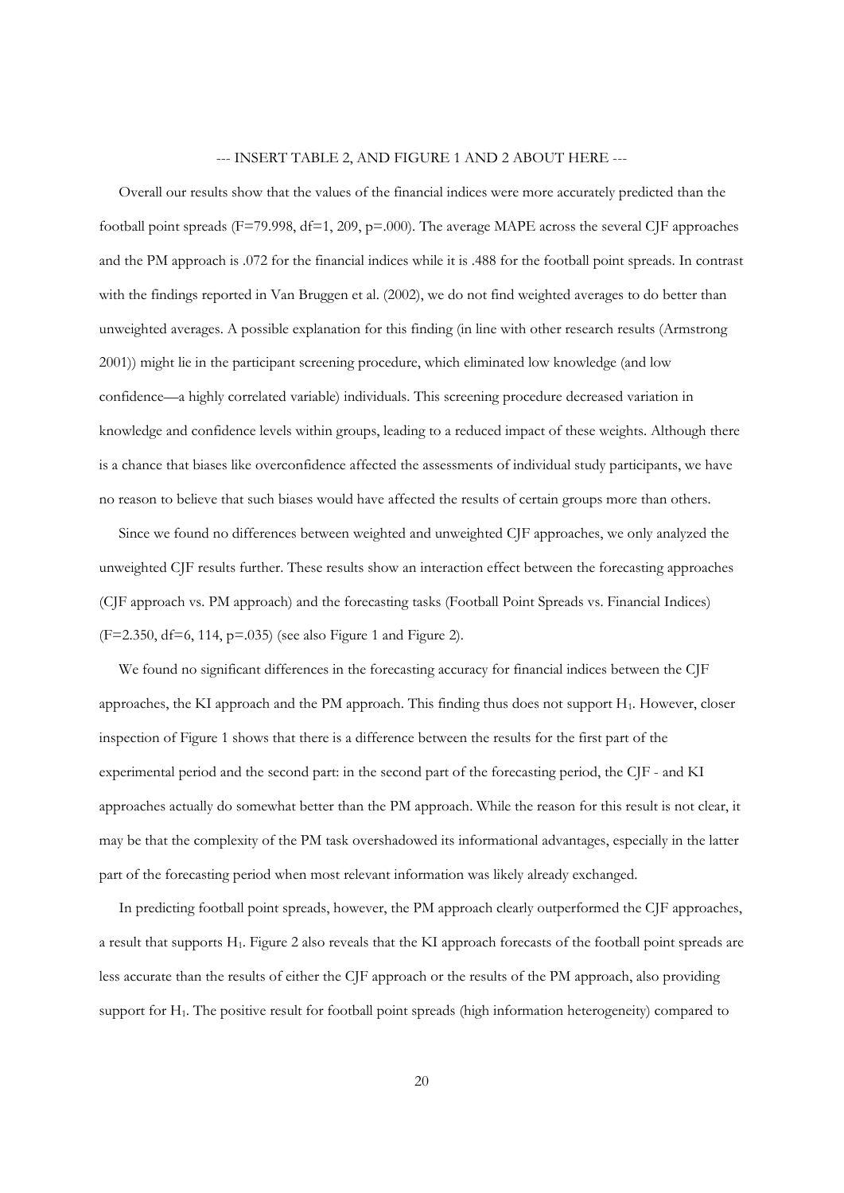--- INSERT TABLE 2, AND FIGURE 1 AND 2 ABOUT HERE ---

Overall our results show that the values of the financial indices were more accurately predicted than the football point spreads ($F=79.998$, $df=1, 209$, $p=.000$). The average MAPE across the several CJF approaches and the PM approach is .072 for the financial indices while it is .488 for the football point spreads. In contrast with the findings reported in Van Bruggen et al. (2002), we do not find weighted averages to do better than unweighted averages. A possible explanation for this finding (in line with other research results (Armstrong 2001)) might lie in the participant screening procedure, which eliminated low knowledge (and low confidence—a highly correlated variable) individuals. This screening procedure decreased variation in knowledge and confidence levels within groups, leading to a reduced impact of these weights. Although there is a chance that biases like overconfidence affected the assessments of individual study participants, we have no reason to believe that such biases would have affected the results of certain groups more than others.

Since we found no differences between weighted and unweighted CJF approaches, we only analyzed the unweighted CJF results further. These results show an interaction effect between the forecasting approaches (CJF approach vs. PM approach) and the forecasting tasks (Football Point Spreads vs. Financial Indices) ($F=2.350$, $df=6, 114$, $p=.035$) (see also Figure 1 and Figure 2).

We found no significant differences in the forecasting accuracy for financial indices between the CJF approaches, the KI approach and the PM approach. This finding thus does not support $H_1$. However, closer inspection of Figure 1 shows that there is a difference between the results for the first part of the experimental period and the second part: in the second part of the forecasting period, the CJF - and KI approaches actually do somewhat better than the PM approach. While the reason for this result is not clear, it may be that the complexity of the PM task overshadowed its informational advantages, especially in the latter part of the forecasting period when most relevant information was likely already exchanged.

In predicting football point spreads, however, the PM approach clearly outperformed the CJF approaches, a result that supports $H_1$. Figure 2 also reveals that the KI approach forecasts of the football point spreads are less accurate than the results of either the CJF approach or the results of the PM approach, also providing support for $H_1$. The positive result for football point spreads (high information heterogeneity) compared to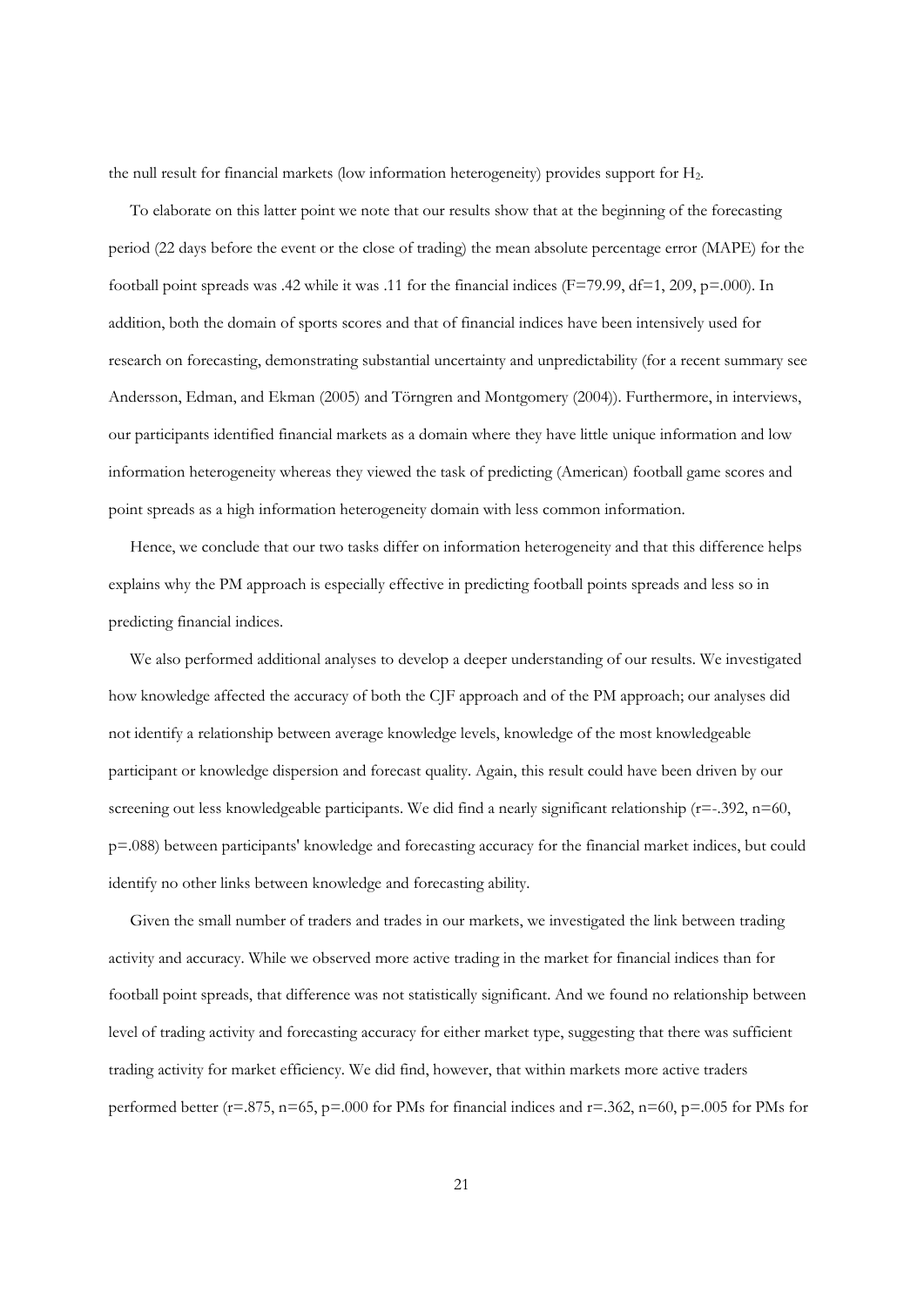the null result for financial markets (low information heterogeneity) provides support for $H_2$.

To elaborate on this latter point we note that our results show that at the beginning of the forecasting period (22 days before the event or the close of trading) the mean absolute percentage error (MAPE) for the football point spreads was .42 while it was .11 for the financial indices ($F=79.99$, $df=1, 209$, $p=.000$). In addition, both the domain of sports scores and that of financial indices have been intensively used for research on forecasting, demonstrating substantial uncertainty and unpredictability (for a recent summary see Andersson, Edman, and Ekman (2005) and Törngren and Montgomery (2004)). Furthermore, in interviews, our participants identified financial markets as a domain where they have little unique information and low information heterogeneity whereas they viewed the task of predicting (American) football game scores and point spreads as a high information heterogeneity domain with less common information.

Hence, we conclude that our two tasks differ on information heterogeneity and that this difference helps explains why the PM approach is especially effective in predicting football points spreads and less so in predicting financial indices.

We also performed additional analyses to develop a deeper understanding of our results. We investigated how knowledge affected the accuracy of both the CJF approach and of the PM approach; our analyses did not identify a relationship between average knowledge levels, knowledge of the most knowledgeable participant or knowledge dispersion and forecast quality. Again, this result could have been driven by our screening out less knowledgeable participants. We did find a nearly significant relationship ($r=-.392$, $n=60$, $p=.088$) between participants' knowledge and forecasting accuracy for the financial market indices, but could identify no other links between knowledge and forecasting ability.

Given the small number of traders and trades in our markets, we investigated the link between trading activity and accuracy. While we observed more active trading in the market for financial indices than for football point spreads, that difference was not statistically significant. And we found no relationship between level of trading activity and forecasting accuracy for either market type, suggesting that there was sufficient trading activity for market efficiency. We did find, however, that within markets more active traders performed better ($r=.875$, $n=65$, $p=.000$ for PMs for financial indices and $r=.362$, $n=60$, $p=.005$ for PMs for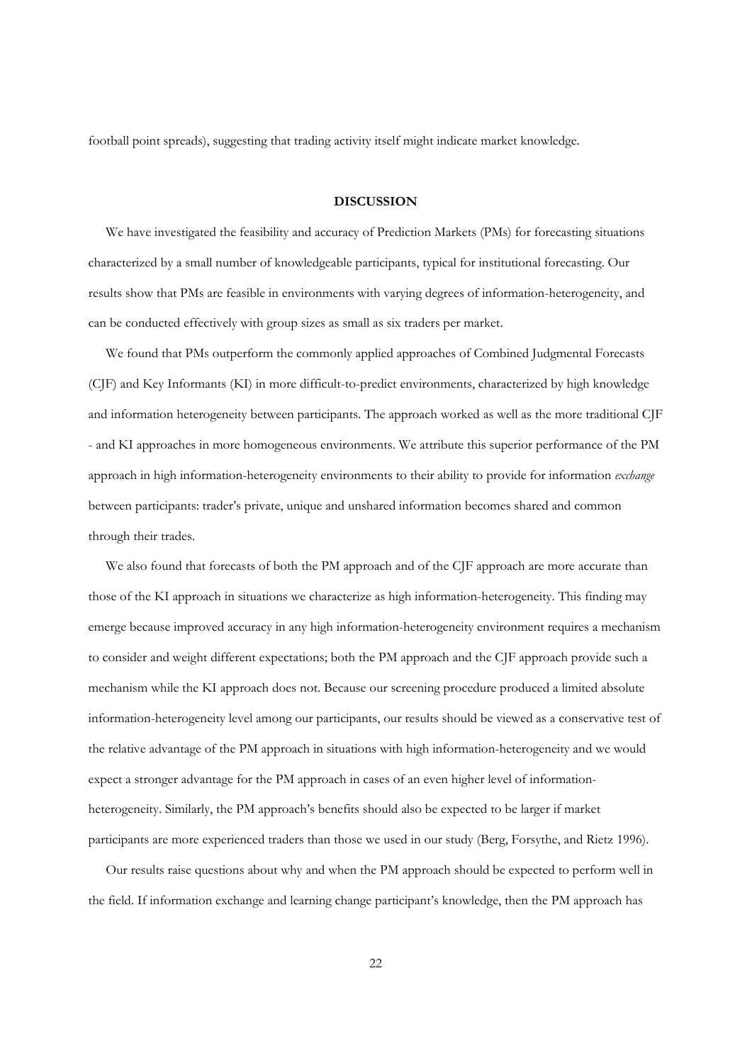football point spreads), suggesting that trading activity itself might indicate market knowledge.

## DISCUSSION

We have investigated the feasibility and accuracy of Prediction Markets (PMs) for forecasting situations characterized by a small number of knowledgeable participants, typical for institutional forecasting. Our results show that PMs are feasible in environments with varying degrees of information-heterogeneity, and can be conducted effectively with group sizes as small as six traders per market.

We found that PMs outperform the commonly applied approaches of Combined Judgmental Forecasts (CJF) and Key Informants (KI) in more difficult-to-predict environments, characterized by high knowledge and information heterogeneity between participants. The approach worked as well as the more traditional CJF - and KI approaches in more homogeneous environments. We attribute this superior performance of the PM approach in high information-heterogeneity environments to their ability to provide for information *exchange* between participants: trader's private, unique and unshared information becomes shared and common through their trades.

We also found that forecasts of both the PM approach and of the CJF approach are more accurate than those of the KI approach in situations we characterize as high information-heterogeneity. This finding may emerge because improved accuracy in any high information-heterogeneity environment requires a mechanism to consider and weight different expectations; both the PM approach and the CJF approach provide such a mechanism while the KI approach does not. Because our screening procedure produced a limited absolute information-heterogeneity level among our participants, our results should be viewed as a conservative test of the relative advantage of the PM approach in situations with high information-heterogeneity and we would expect a stronger advantage for the PM approach in cases of an even higher level of information-heterogeneity. Similarly, the PM approach's benefits should also be expected to be larger if market participants are more experienced traders than those we used in our study (Berg, Forsythe, and Rietz 1996).

Our results raise questions about why and when the PM approach should be expected to perform well in the field. If information exchange and learning change participant's knowledge, then the PM approach has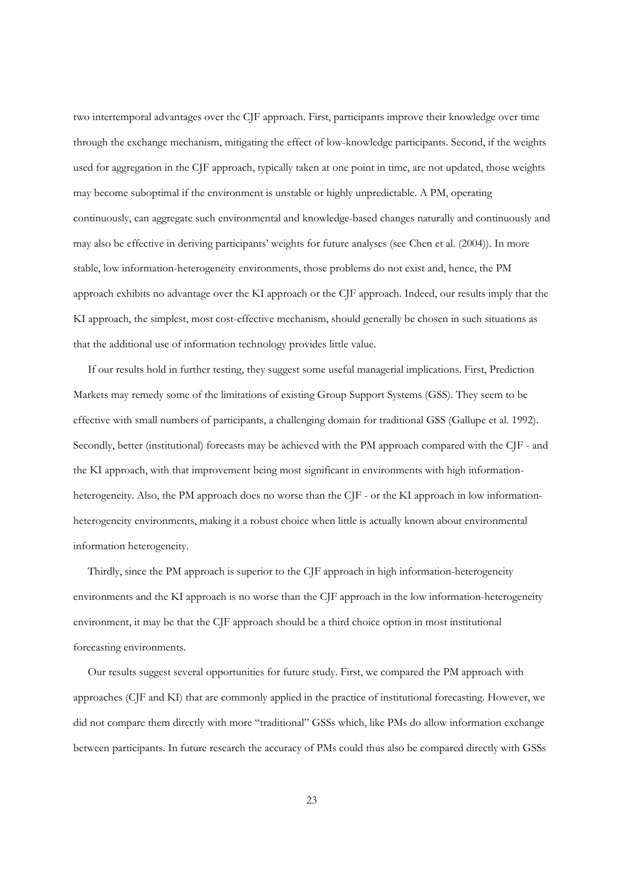two intertemporal advantages over the CJF approach. First, participants improve their knowledge over time through the exchange mechanism, mitigating the effect of low-knowledge participants. Second, if the weights used for aggregation in the CJF approach, typically taken at one point in time, are not updated, those weights may become suboptimal if the environment is unstable or highly unpredictable. A PM, operating continuously, can aggregate such environmental and knowledge-based changes naturally and continuously and may also be effective in deriving participants' weights for future analyses (see Chen et al. (2004)). In more stable, low information-heterogeneity environments, those problems do not exist and, hence, the PM approach exhibits no advantage over the KI approach or the CJF approach. Indeed, our results imply that the KI approach, the simplest, most cost-effective mechanism, should generally be chosen in such situations as that the additional use of information technology provides little value.

If our results hold in further testing, they suggest some useful managerial implications. First, Prediction Markets may remedy some of the limitations of existing Group Support Systems (GSS). They seem to be effective with small numbers of participants, a challenging domain for traditional GSS (Gallupe et al. 1992). Secondly, better (institutional) forecasts may be achieved with the PM approach compared with the CJF - and the KI approach, with that improvement being most significant in environments with high information-heterogeneity. Also, the PM approach does no worse than the CJF - or the KI approach in low information-heterogeneity environments, making it a robust choice when little is actually known about environmental information heterogeneity.

Thirdly, since the PM approach is superior to the CJF approach in high information-heterogeneity environments and the KI approach is no worse than the CJF approach in the low information-heterogeneity environment, it may be that the CJF approach should be a third choice option in most institutional forecasting environments.

Our results suggest several opportunities for future study. First, we compared the PM approach with approaches (CJF and KI) that are commonly applied in the practice of institutional forecasting. However, we did not compare them directly with more "traditional" GSSs which, like PMs do allow information exchange between participants. In future research the accuracy of PMs could thus also be compared directly with GSSs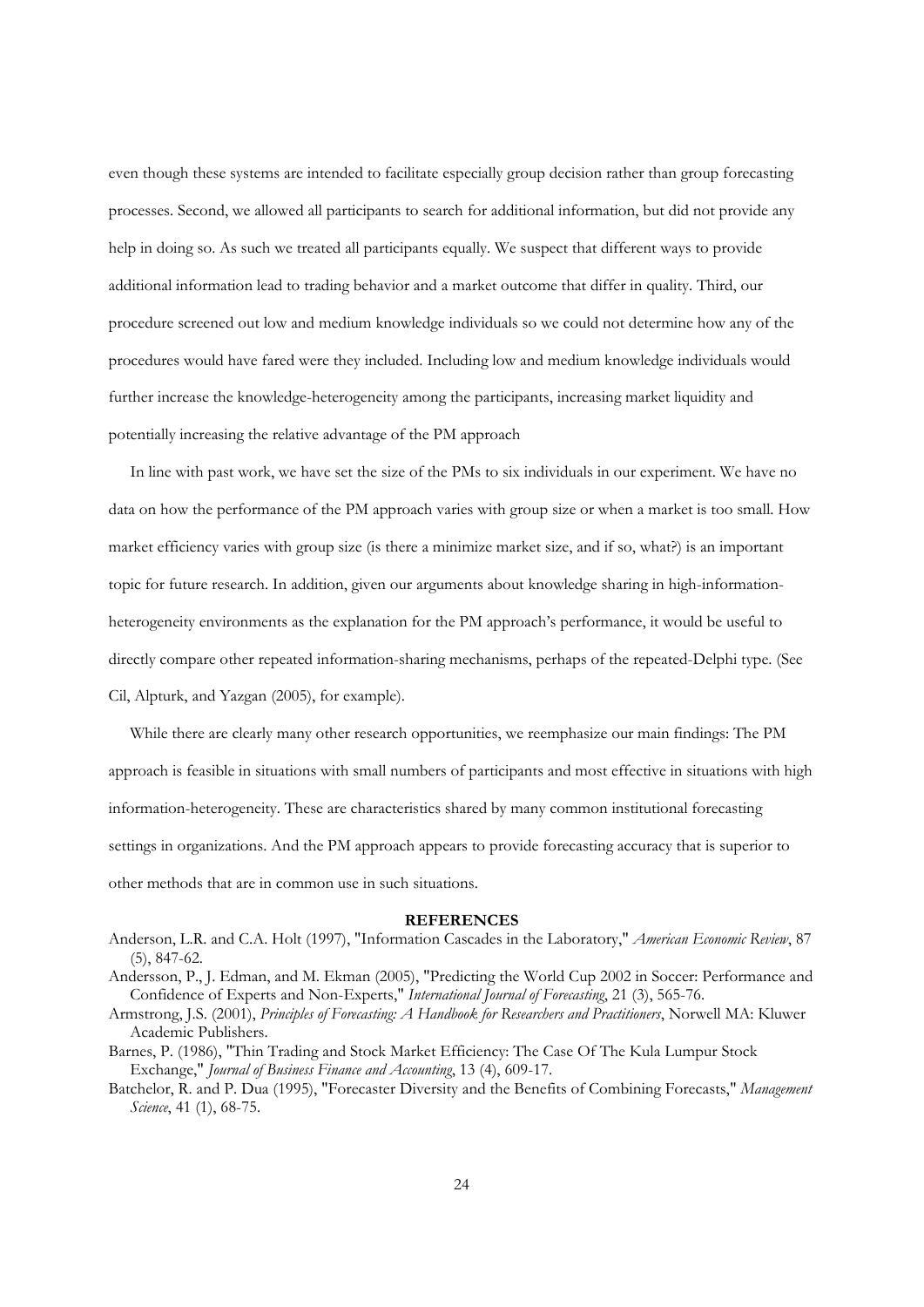even though these systems are intended to facilitate especially group decision rather than group forecasting processes. Second, we allowed all participants to search for additional information, but did not provide any help in doing so. As such we treated all participants equally. We suspect that different ways to provide additional information lead to trading behavior and a market outcome that differ in quality. Third, our procedure screened out low and medium knowledge individuals so we could not determine how any of the procedures would have fared were they included. Including low and medium knowledge individuals would further increase the knowledge-heterogeneity among the participants, increasing market liquidity and potentially increasing the relative advantage of the PM approach

In line with past work, we have set the size of the PMs to six individuals in our experiment. We have no data on how the performance of the PM approach varies with group size or when a market is too small. How market efficiency varies with group size (is there a minimize market size, and if so, what?) is an important topic for future research. In addition, given our arguments about knowledge sharing in high-information-heterogeneity environments as the explanation for the PM approach's performance, it would be useful to directly compare other repeated information-sharing mechanisms, perhaps of the repeated-Delphi type. (See Cil, Alpturk, and Yazgan (2005), for example).

While there are clearly many other research opportunities, we reemphasize our main findings: The PM approach is feasible in situations with small numbers of participants and most effective in situations with high information-heterogeneity. These are characteristics shared by many common institutional forecasting settings in organizations. And the PM approach appears to provide forecasting accuracy that is superior to other methods that are in common use in such situations.

## REFERENCES

Anderson, L.R. and C.A. Holt (1997), "Information Cascades in the Laboratory," *American Economic Review*, 87 (5), 847-62.

Andersson, P., J. Edman, and M. Ekman (2005), "Predicting the World Cup 2002 in Soccer: Performance and Confidence of Experts and Non-Experts," *International Journal of Forecasting*, 21 (3), 565-76.

Armstrong, J.S. (2001), *Principles of Forecasting: A Handbook for Researchers and Practitioners*, Norwell MA: Kluwer Academic Publishers.

Barnes, P. (1986), "Thin Trading and Stock Market Efficiency: The Case Of The Kula Lumpur Stock Exchange," *Journal of Business Finance and Accounting*, 13 (4), 609-17.

Batchelor, R. and P. Dua (1995), "Forecaster Diversity and the Benefits of Combining Forecasts," *Management Science*, 41 (1), 68-75.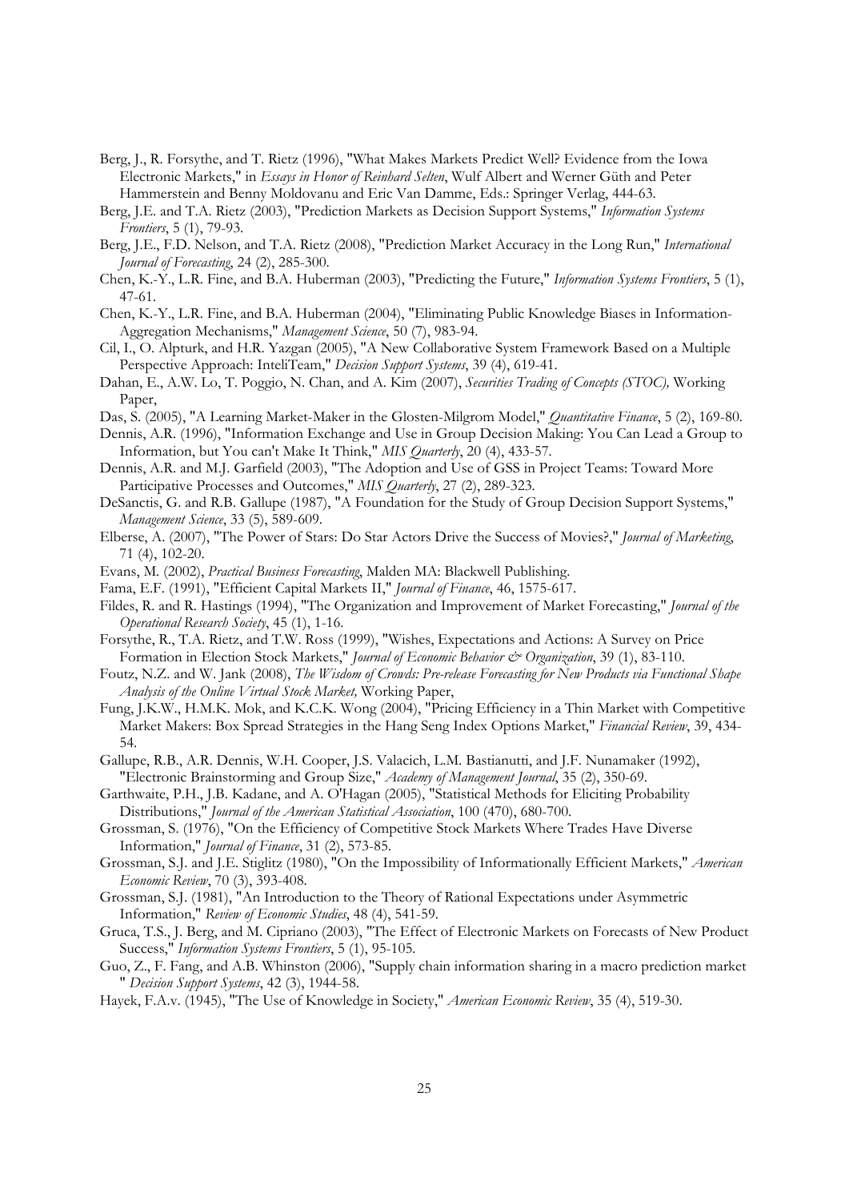Berg, J., R. Forsythe, and T. Rietz (1996), "What Makes Markets Predict Well? Evidence from the Iowa Electronic Markets," in *Essays in Honor of Reinhard Selten*, Wulf Albert and Werner Güth and Peter Hammerstein and Benny Moldovanu and Eric Van Damme, Eds.: Springer Verlag, 444-63.

Berg, J.E. and T.A. Rietz (2003), "Prediction Markets as Decision Support Systems," *Information Systems Frontiers*, 5 (1), 79-93.

Berg, J.E., F.D. Nelson, and T.A. Rietz (2008), "Prediction Market Accuracy in the Long Run," *International Journal of Forecasting*, 24 (2), 285-300.

Chen, K.-Y., L.R. Fine, and B.A. Huberman (2003), "Predicting the Future," *Information Systems Frontiers*, 5 (1), 47-61.

Chen, K.-Y., L.R. Fine, and B.A. Huberman (2004), "Eliminating Public Knowledge Biases in Information-Aggregation Mechanisms," *Management Science*, 50 (7), 983-94.

Cil, I., O. Alpturk, and H.R. Yazgan (2005), "A New Collaborative System Framework Based on a Multiple Perspective Approach: InteliTeam," *Decision Support Systems*, 39 (4), 619-41.

Dahan, E., A.W. Lo, T. Poggio, N. Chan, and A. Kim (2007), *Securities Trading of Concepts (STOC),* Working Paper,

Das, S. (2005), "A Learning Market-Maker in the Glosten-Milgrom Model," *Quantitative Finance*, 5 (2), 169-80.

Dennis, A.R. (1996), "Information Exchange and Use in Group Decision Making: You Can Lead a Group to Information, but You can't Make It Think," *MIS Quarterly*, 20 (4), 433-57.

Dennis, A.R. and M.J. Garfield (2003), "The Adoption and Use of GSS in Project Teams: Toward More Participative Processes and Outcomes," *MIS Quarterly*, 27 (2), 289-323.

DeSanctis, G. and R.B. Gallupe (1987), "A Foundation for the Study of Group Decision Support Systems," *Management Science*, 33 (5), 589-609.

Elberse, A. (2007), "The Power of Stars: Do Star Actors Drive the Success of Movies?," *Journal of Marketing*, 71 (4), 102-20.

Evans, M. (2002), *Practical Business Forecasting*, Malden MA: Blackwell Publishing.

Fama, E.F. (1991), "Efficient Capital Markets II," *Journal of Finance*, 46, 1575-617.

Fildes, R. and R. Hastings (1994), "The Organization and Improvement of Market Forecasting," *Journal of the Operational Research Society*, 45 (1), 1-16.

Forsythe, R., T.A. Rietz, and T.W. Ross (1999), "Wishes, Expectations and Actions: A Survey on Price Formation in Election Stock Markets," *Journal of Economic Behavior & Organization*, 39 (1), 83-110.

Foutz, N.Z. and W. Jank (2008), *The Wisdom of Crowds: Pre-release Forecasting for New Products via Functional Shape Analysis of the Online Virtual Stock Market,* Working Paper,

Fung, J.K.W., H.M.K. Mok, and K.C.K. Wong (2004), "Pricing Efficiency in a Thin Market with Competitive Market Makers: Box Spread Strategies in the Hang Seng Index Options Market," *Financial Review*, 39, 434-54.

Gallupe, R.B., A.R. Dennis, W.H. Cooper, J.S. Valacich, L.M. Bastianutti, and J.F. Nunamaker (1992), "Electronic Brainstorming and Group Size," *Academy of Management Journal*, 35 (2), 350-69.

Garthwaite, P.H., J.B. Kadane, and A. O'Hagan (2005), "Statistical Methods for Eliciting Probability Distributions," *Journal of the American Statistical Association*, 100 (470), 680-700.

Grossman, S. (1976), "On the Efficiency of Competitive Stock Markets Where Trades Have Diverse Information," *Journal of Finance*, 31 (2), 573-85.

Grossman, S.J. and J.E. Stiglitz (1980), "On the Impossibility of Informationally Efficient Markets," *American Economic Review*, 70 (3), 393-408.

Grossman, S.J. (1981), "An Introduction to the Theory of Rational Expectations under Asymmetric Information," *Review of Economic Studies*, 48 (4), 541-59.

Gruca, T.S., J. Berg, and M. Cipriano (2003), "The Effect of Electronic Markets on Forecasts of New Product Success," *Information Systems Frontiers*, 5 (1), 95-105.

Guo, Z., F. Fang, and A.B. Whinston (2006), "Supply chain information sharing in a macro prediction market " *Decision Support Systems*, 42 (3), 1944-58.

Hayek, F.A.v. (1945), "The Use of Knowledge in Society," *American Economic Review*, 35 (4), 519-30.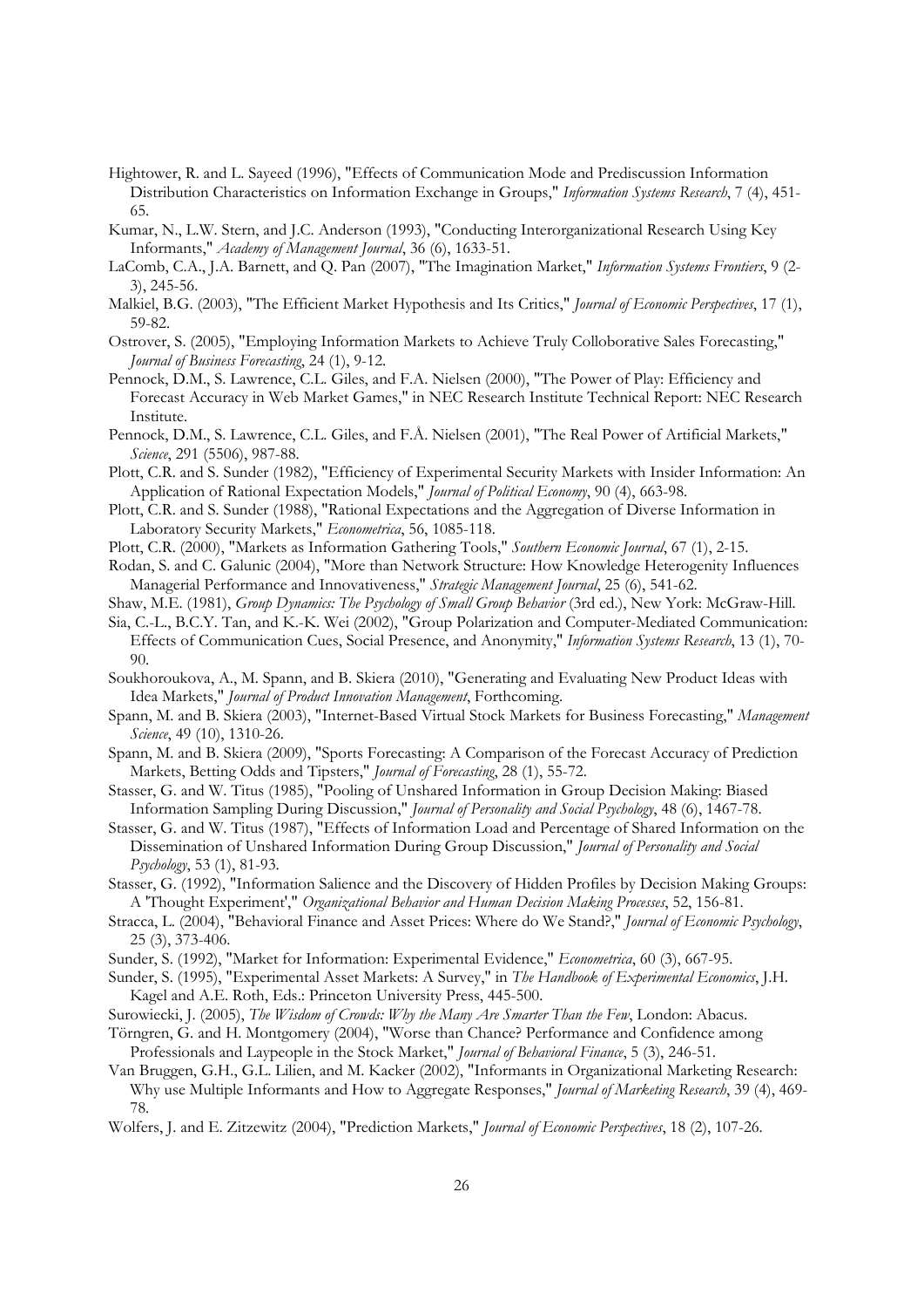Hightower, R. and L. Sayeed (1996), "Effects of Communication Mode and Prediscussion Information Distribution Characteristics on Information Exchange in Groups," *Information Systems Research*, 7 (4), 451-65.

Kumar, N., L.W. Stern, and J.C. Anderson (1993), "Conducting Interorganizational Research Using Key Informants," *Academy of Management Journal*, 36 (6), 1633-51.

LaComb, C.A., J.A. Barnett, and Q. Pan (2007), "The Imagination Market," *Information Systems Frontiers*, 9 (2-3), 245-56.

Malkiel, B.G. (2003), "The Efficient Market Hypothesis and Its Critics," *Journal of Economic Perspectives*, 17 (1), 59-82.

Ostrover, S. (2005), "Employing Information Markets to Achieve Truly Colloborative Sales Forecasting," *Journal of Business Forecasting*, 24 (1), 9-12.

Pennock, D.M., S. Lawrence, C.L. Giles, and F.A. Nielsen (2000), "The Power of Play: Efficiency and Forecast Accuracy in Web Market Games," in NEC Research Institute Technical Report: NEC Research Institute.

Pennock, D.M., S. Lawrence, C.L. Giles, and F.Å. Nielsen (2001), "The Real Power of Artificial Markets," *Science*, 291 (5506), 987-88.

Plott, C.R. and S. Sunder (1982), "Efficiency of Experimental Security Markets with Insider Information: An Application of Rational Expectation Models," *Journal of Political Economy*, 90 (4), 663-98.

Plott, C.R. and S. Sunder (1988), "Rational Expectations and the Aggregation of Diverse Information in Laboratory Security Markets," *Econometrica*, 56, 1085-118.

Plott, C.R. (2000), "Markets as Information Gathering Tools," *Southern Economic Journal*, 67 (1), 2-15.

Rodan, S. and C. Galunic (2004), "More than Network Structure: How Knowledge Heterogenity Influences Managerial Performance and Innovativeness," *Strategic Management Journal*, 25 (6), 541-62.

Shaw, M.E. (1981), *Group Dynamics: The Psychology of Small Group Behavior* (3rd ed.), New York: McGraw-Hill.

Sia, C.-L., B.C.Y. Tan, and K.-K. Wei (2002), "Group Polarization and Computer-Mediated Communication: Effects of Communication Cues, Social Presence, and Anonymity," *Information Systems Research*, 13 (1), 70-90.

Soukhoroukova, A., M. Spann, and B. Skiera (2010), "Generating and Evaluating New Product Ideas with Idea Markets," *Journal of Product Innovation Management*, Forthcoming.

Spann, M. and B. Skiera (2003), "Internet-Based Virtual Stock Markets for Business Forecasting," *Management Science*, 49 (10), 1310-26.

Spann, M. and B. Skiera (2009), "Sports Forecasting: A Comparison of the Forecast Accuracy of Prediction Markets, Betting Odds and Tipsters," *Journal of Forecasting*, 28 (1), 55-72.

Stasser, G. and W. Titus (1985), "Pooling of Unshared Information in Group Decision Making: Biased Information Sampling During Discussion," *Journal of Personality and Social Psychology*, 48 (6), 1467-78.

Stasser, G. and W. Titus (1987), "Effects of Information Load and Percentage of Shared Information on the Dissemination of Unshared Information During Group Discussion," *Journal of Personality and Social Psychology*, 53 (1), 81-93.

Stasser, G. (1992), "Information Salience and the Discovery of Hidden Profiles by Decision Making Groups: A 'Thought Experiment'," *Organizational Behavior and Human Decision Making Processes*, 52, 156-81.

Stracca, L. (2004), "Behavioral Finance and Asset Prices: Where do We Stand?," *Journal of Economic Psychology*, 25 (3), 373-406.

Sunder, S. (1992), "Market for Information: Experimental Evidence," *Econometrica*, 60 (3), 667-95.

Sunder, S. (1995), "Experimental Asset Markets: A Survey," in *The Handbook of Experimental Economics*, J.H. Kagel and A.E. Roth, Eds.: Princeton University Press, 445-500.

Surowiecki, J. (2005), *The Wisdom of Crowds: Why the Many Are Smarter Than the Few*, London: Abacus.

Törngren, G. and H. Montgomery (2004), "Worse than Chance? Performance and Confidence among Professionals and Laypeople in the Stock Market," *Journal of Behavioral Finance*, 5 (3), 246-51.

Van Bruggen, G.H., G.L. Lilien, and M. Kacker (2002), "Informants in Organizational Marketing Research: Why use Multiple Informants and How to Aggregate Responses," *Journal of Marketing Research*, 39 (4), 469-78.

Wolfers, J. and E. Zitzewitz (2004), "Prediction Markets," *Journal of Economic Perspectives*, 18 (2), 107-26.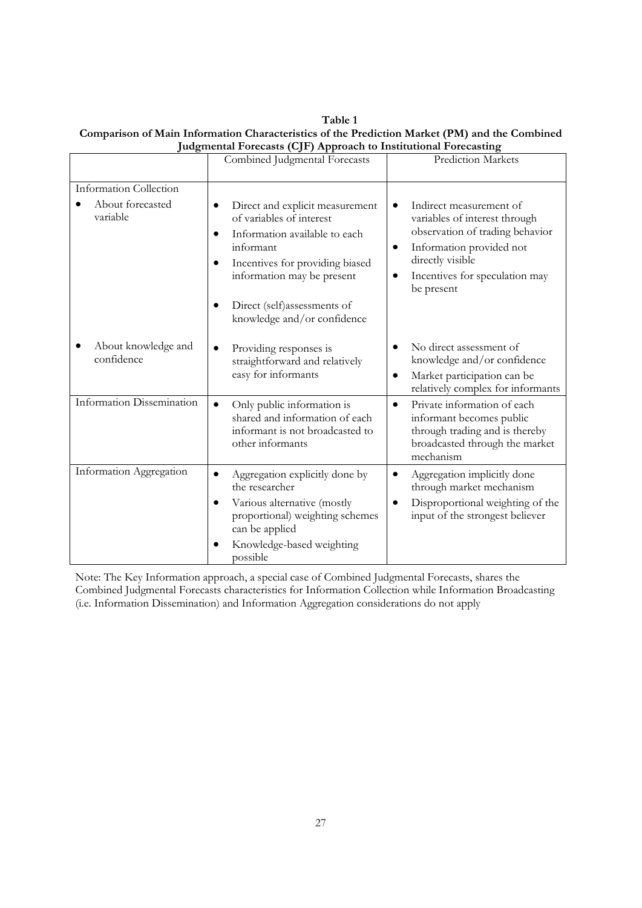**Table 1**
**Comparison of Main Information Characteristics of the Prediction Market (PM) and the Combined Judgmental Forecasts (CJF) Approach to Institutional Forecasting**

| | Combined Judgmental Forecasts | Prediction Markets |
|---|---|---|
| Information Collection | | |
| • About forecasted variable | • Direct and explicit measurement of variables of interest<br>• Information available to each informant<br>• Incentives for providing biased information may be present<br>• Direct (self)assessments of knowledge and/or confidence | • Indirect measurement of variables of interest through observation of trading behavior<br>• Information provided not directly visible<br>• Incentives for speculation may be present |
| • About knowledge and confidence | • Providing responses is straightforward and relatively easy for informants | • No direct assessment of knowledge and/or confidence<br>• Market participation can be relatively complex for informants |
| Information Dissemination | • Only public information is shared and information of each informant is not broadcasted to other informants | • Private information of each informant becomes public through trading and is thereby broadcasted through the market mechanism |
| Information Aggregation | • Aggregation explicitly done by the researcher<br>• Various alternative (mostly proportional) weighting schemes can be applied<br>• Knowledge-based weighting possible | • Aggregation implicitly done through market mechanism<br>• Disproportional weighting of the input of the strongest believer |

Note: The Key Information approach, a special case of Combined Judgmental Forecasts, shares the Combined Judgmental Forecasts characteristics for Information Collection while Information Broadcasting (i.e. Information Dissemination) and Information Aggregation considerations do not apply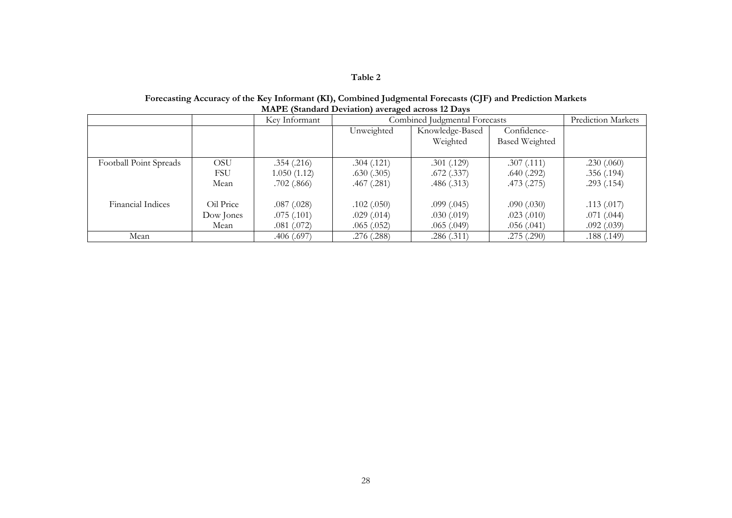**Table 2**

**Forecasting Accuracy of the Key Informant (KI), Combined Judgmental Forecasts (CJF) and Prediction Markets**
**MAPE (Standard Deviation) averaged across 12 Days**

| | | Key Informant | Combined Judgmental Forecasts | | | Prediction Markets |
|---|---|---|---|---|---|---|
| | | | Unweighted | Knowledge-Based Weighted | Confidence-Based Weighted | |
| Football Point Spreads | OSU | .354 (.216) | .304 (.121) | .301 (.129) | .307 (.111) | .230 (.060) |
| | FSU | 1.050 (1.12) | .630 (.305) | .672 (.337) | .640 (.292) | .356 (.194) |
| | Mean | .702 (.866) | .467 (.281) | .486 (.313) | .473 (.275) | .293 (.154) |
| Financial Indices | Oil Price | .087 (.028) | .102 (.050) | .099 (.045) | .090 (.030) | .113 (.017) |
| | Dow Jones | .075 (.101) | .029 (.014) | .030 (.019) | .023 (.010) | .071 (.044) |
| | Mean | .081 (.072) | .065 (.052) | .065 (.049) | .056 (.041) | .092 (.039) |
| Mean | | .406 (.697) | .276 (.288) | .286 (.311) | .275 (.290) | .188 (.149) |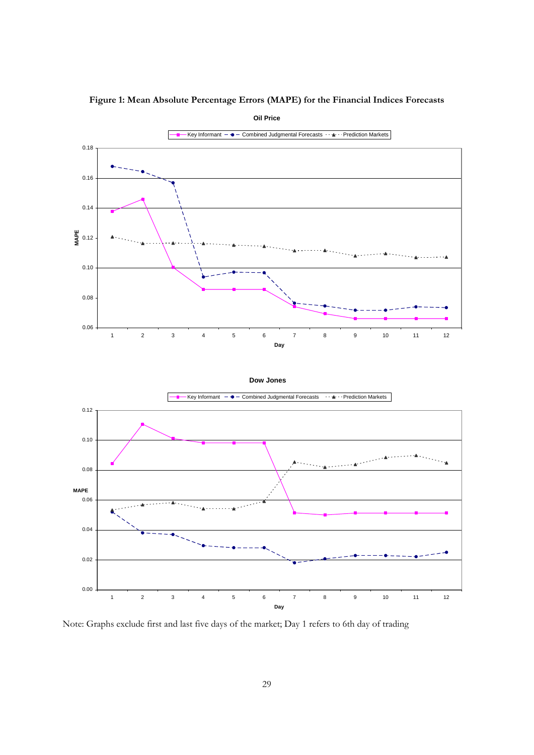**Figure 1: Mean Absolute Percentage Errors (MAPE) for the Financial Indices Forecasts**

Note: Graphs exclude first and last five days of the market; Day 1 refers to 6th day of trading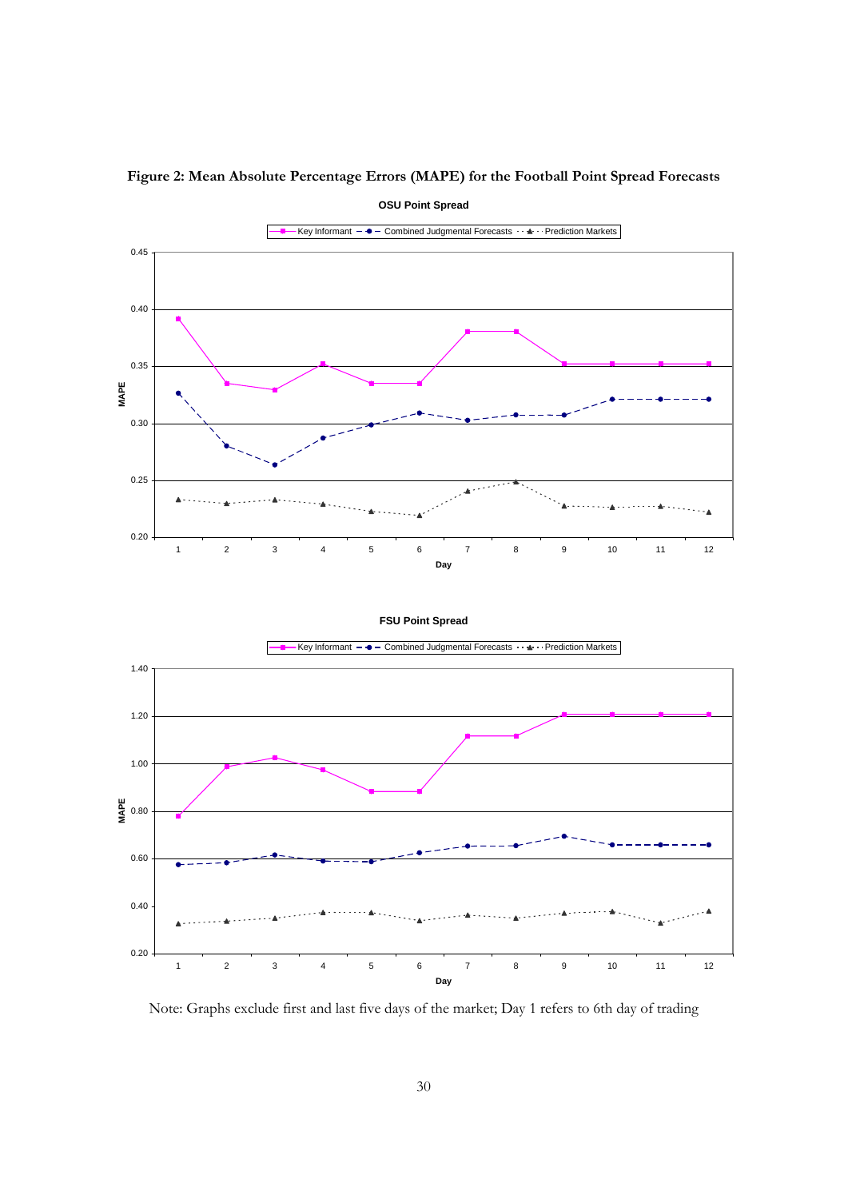**Figure 2: Mean Absolute Percentage Errors (MAPE) for the Football Point Spread Forecasts**

Note: Graphs exclude first and last five days of the market; Day 1 refers to 6th day of trading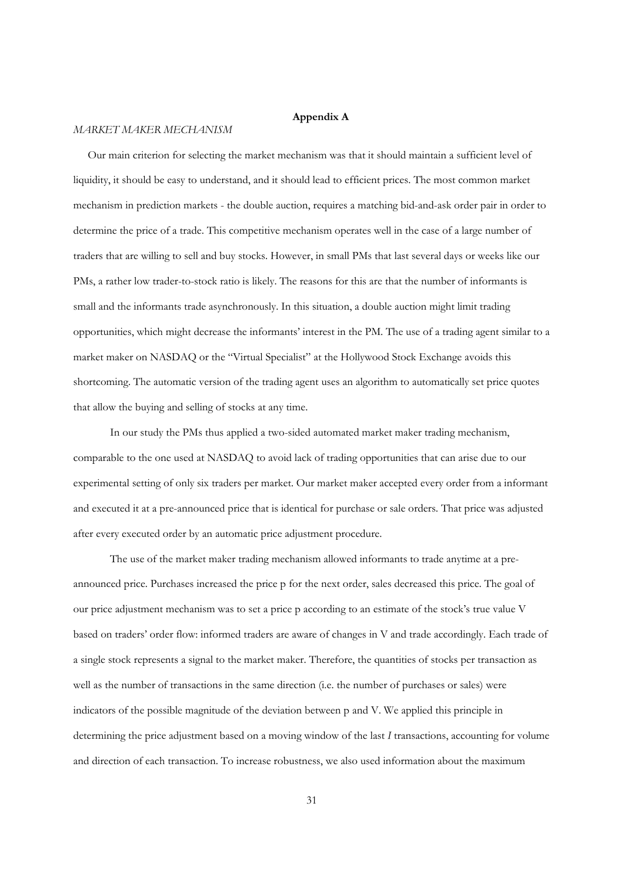# Appendix A

*MARKET MAKER MECHANISM*

Our main criterion for selecting the market mechanism was that it should maintain a sufficient level of liquidity, it should be easy to understand, and it should lead to efficient prices. The most common market mechanism in prediction markets - the double auction, requires a matching bid-and-ask order pair in order to determine the price of a trade. This competitive mechanism operates well in the case of a large number of traders that are willing to sell and buy stocks. However, in small PMs that last several days or weeks like our PMs, a rather low trader-to-stock ratio is likely. The reasons for this are that the number of informants is small and the informants trade asynchronously. In this situation, a double auction might limit trading opportunities, which might decrease the informants' interest in the PM. The use of a trading agent similar to a market maker on NASDAQ or the "Virtual Specialist" at the Hollywood Stock Exchange avoids this shortcoming. The automatic version of the trading agent uses an algorithm to automatically set price quotes that allow the buying and selling of stocks at any time.

In our study the PMs thus applied a two-sided automated market maker trading mechanism, comparable to the one used at NASDAQ to avoid lack of trading opportunities that can arise due to our experimental setting of only six traders per market. Our market maker accepted every order from a informant and executed it at a pre-announced price that is identical for purchase or sale orders. That price was adjusted after every executed order by an automatic price adjustment procedure.

The use of the market maker trading mechanism allowed informants to trade anytime at a pre-announced price. Purchases increased the price p for the next order, sales decreased this price. The goal of our price adjustment mechanism was to set a price p according to an estimate of the stock's true value V based on traders' order flow: informed traders are aware of changes in V and trade accordingly. Each trade of a single stock represents a signal to the market maker. Therefore, the quantities of stocks per transaction as well as the number of transactions in the same direction (i.e. the number of purchases or sales) were indicators of the possible magnitude of the deviation between p and V. We applied this principle in determining the price adjustment based on a moving window of the last *I* transactions, accounting for volume and direction of each transaction. To increase robustness, we also used information about the maximum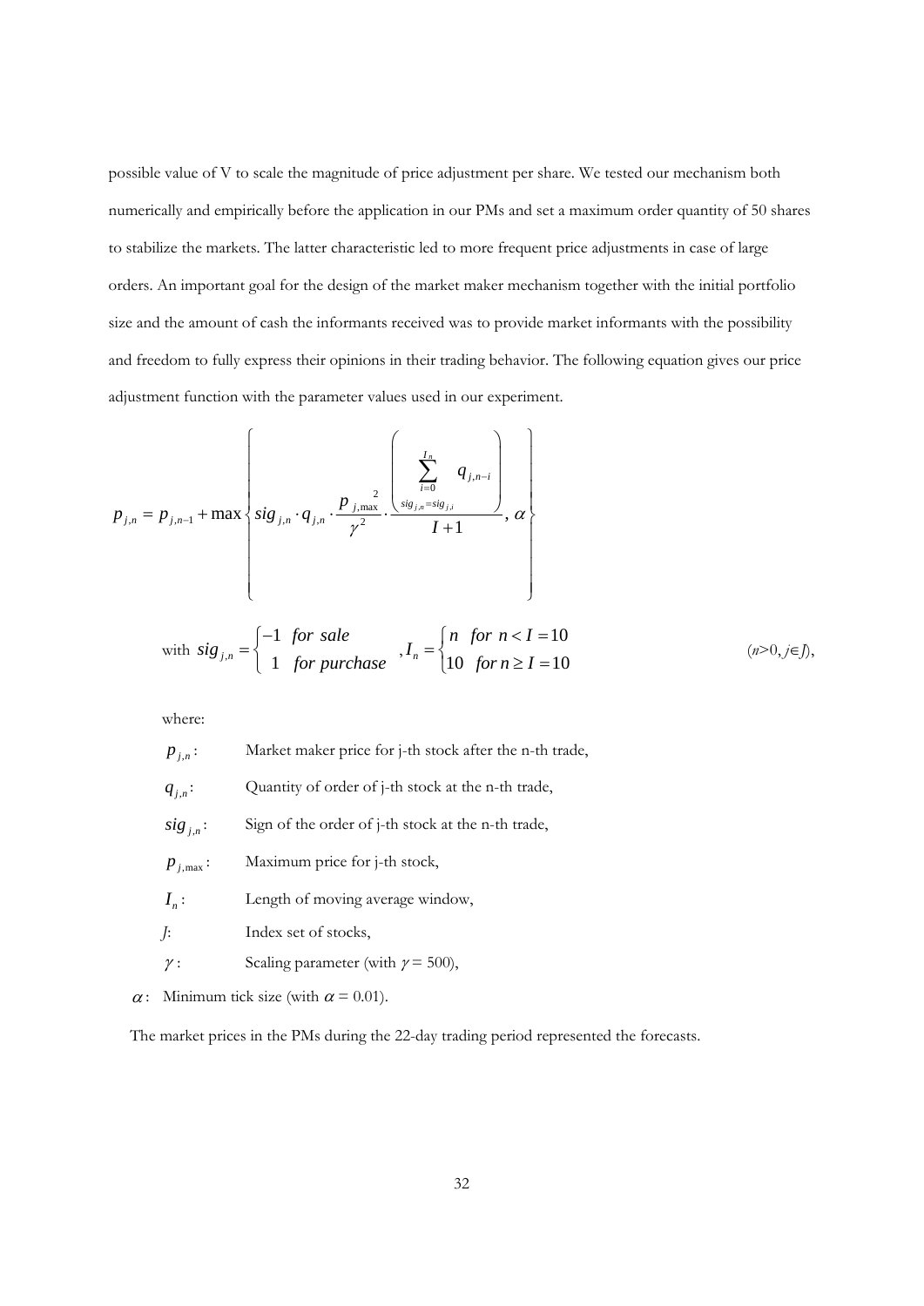possible value of V to scale the magnitude of price adjustment per share. We tested our mechanism both numerically and empirically before the application in our PMs and set a maximum order quantity of 50 shares to stabilize the markets. The latter characteristic led to more frequent price adjustments in case of large orders. An important goal for the design of the market maker mechanism together with the initial portfolio size and the amount of cash the informants received was to provide market informants with the possibility and freedom to fully express their opinions in their trading behavior. The following equation gives our price adjustment function with the parameter values used in our experiment.

$$p_{j,n} = p_{j,n-1} + \max\left\{ sig_{j,n} \cdot q_{j,n} \cdot \frac{p_{j,\max}^{\,2}}{\gamma^2} \cdot \frac{\left( \sum\limits_{\substack{i=0 \\ sig_{j,n}=sig_{j,i}}}^{I_n} q_{j,n-i} \right)}{I+1}, \; \alpha \right\}$$

$$\text{with } sig_{j,n} = \begin{cases} -1 & \text{for sale} \\ \;\;1 & \text{for purchase} \end{cases}, \quad I_n = \begin{cases} n & \text{for } n < I = 10 \\ 10 & \text{for } n \geq I = 10 \end{cases} \qquad (n>0, j \in J),$$

where:

$p_{j,n}$: Market maker price for j-th stock after the n-th trade,

$q_{j,n}$: Quantity of order of j-th stock at the n-th trade,

$sig_{j,n}$: Sign of the order of j-th stock at the n-th trade,

$p_{j,\max}$: Maximum price for j-th stock,

$I_n$: Length of moving average window,

$J$: Index set of stocks,

$\gamma$: Scaling parameter (with $\gamma = 500$),

$\alpha$: Minimum tick size (with $\alpha = 0.01$).

The market prices in the PMs during the 22-day trading period represented the forecasts.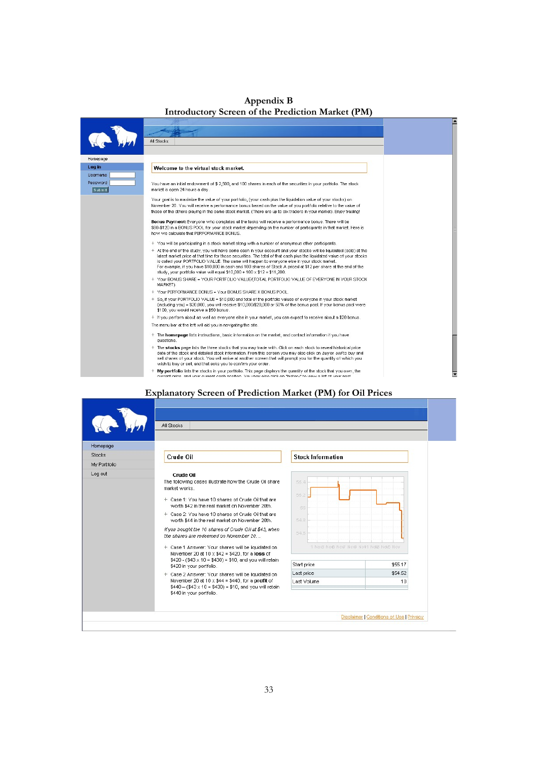# Appendix B

## Introductory Screen of the Prediction Market (PM)

All Stocks

Homepage

Log in

Username

Password

Submit

**Welcome to the virtual stock market.**

You have an initial endowment of $ 2,500, and 100 shares in each of the securities in your portfolio. The stock market is open 24 hours a day.

Your goal is to maximize the value of your portfolio, (your cash plus the liquidation value of your stocks) on November 20. You will receive a performance bonus based on the value of your portfolio relative to the value of those of the others playing in the same stock market. (There are up to six traders in your market). Enjoy trading!

**Bonus Payment:** Everyone who completes all the tasks will receive a performance bonus. There will be $80-$120 in a BONUS POOL for your stock market depending on the number of participants in that market. Here is how we calculate that PERFORMANCE BONUS.

- You will be participating in a stock market along with a number of anonymous other participants.
- At the end of the study, you will have some cash in your account and your stocks will be liquidated (sold) at the latest market price at that time for those securities. The total of that cash plus the liquidated value of your stocks is called your PORTFOLIO VALUE. The same will happen to everyone else in your stock market.
  For example, if you have $10,000 in cash and 100 shares of Stock A priced at $12 per share at the end of the study, your portfolio value will equal $10,000 + 100 x $12 = $11,200.
- Your BONUS SHARE = YOUR PORTFOLIO VALUE/(TOTAL PORTFOLIO VALUE OF EVERYONE IN YOUR STOCK MARKET)
- Your PERFORMANCE BONUS = Your BONUS SHARE X BONUS POOL
- So, if your PORTFOLIO VALUE = $10,000 and total of the portfolio values of everyone in your stock market (including you) = $20,000, you will receive $10,000/$20,000 or 50% of the bonus pool. If your bonus pool were $100, you would receive a $50 bonus.
- If you perform about as well as everyone else in your market, you can expect to receive about a $20 bonus.

The menu bar at the left will aid you in navigating the site.

- The **homepage** lists instructions, basic information on the market, and contact information if you have questions.
- The **stocks** page lists the three stocks that you may trade with. Click on each stock to reveal historical price data of the stock and detailed stock information. From this screen you may also click on *buy* or *sell* to buy and sell shares of your stock. You will arrive at another screen that will prompt you for the quantity of which you wish to buy or sell, and that asks you to confirm your order.
- **My portfolio** lists the stocks in your portfolio. This page displays the quantity of the stock that you own, the current price, and your current cash position. You may also click on "history" to view a list of your past

## Explanatory Screen of Prediction Market (PM) for Oil Prices

All Stocks

Homepage

Stocks

My Portfolio

Log out

**Crude Oil**

**Crude Oil**

The following cases illustrate how the Crude Oil share market works.

- Case 1: You have 10 shares of Crude Oil that are worth $42 in the real market on November 20th.
- Case 2: You have 10 shares of Crude Oil that are worth $44 in the real market on November 20th.

*If you bought the 10 shares of Crude Oil at $43, when the shares are redeemed on November 20...*

- Case 1 Answer: Your shares will be liquidated on November 20 at 10 x $42 = $420, for a **loss** of $420 - ($43 x 10 = $430) = $10, and you will retain $420 in your portfolio.
- Case 2 Answer: Your shares will be liquidated on November 20 at 10 x $44 = $440, for a **profit** of $440 – ($43 x 10 = $430) = $10, and you will retain $440 in your portfolio.

**Stock Information**

| | |
|---|---|
| Start price | $55.17 |
| Last price | $54.52 |
| Last Volume | 10 |

Disclaimer | Conditions of Use | Privacy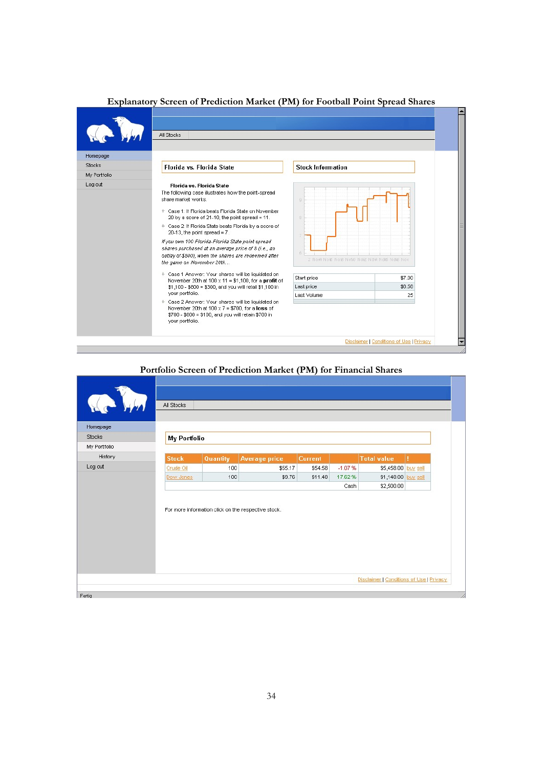**Explanatory Screen of Prediction Market (PM) for Football Point Spread Shares**

All Stocks

Homepage

Stocks

My Portfolio

Log out

**Florida vs. Florida State**

**Stock Information**

**Florida vs. Florida State**

The following case illustrates how the point-spread share market works.

- Case 1: If Florida beats Florida State on November 20 by a score of 21-10, the point spread = 11.
- Case 2: If Florida State beats Florida by a score of 20-13, the point spread = 7.

*If you own 100 Florida-Florida State point spread shares purchased at an average price of 8 (i.e., an outlay of $800), when the shares are redeemed after the game on November 20th...*

- Case 1 Answer: Your shares will be liquidated on November 20th at 100 x 11 = $1,100, for a **profit** of $1,100 - $800 = $300, and you will retail $1,100 in your portfolio.
- Case 2 Answer: Your shares will be liquidated on November 20th at 100 x 7 = $700, for a **loss** of $700 - $800 = $100, and you will retain $700 in your portfolio.

9

8

7

6

2 Nov 4 Nov 6 Nov 8 Nov 10 Nov 12 Nov 14 Nov 16 Nov 18 Nov

| | |
|---|---|
| Start price | $7.00 |
| Last price | $8.50 |
| Last Volume | 25 |

Disclaimer | Conditions of Use | Privacy

**Portfolio Screen of Prediction Market (PM) for Financial Shares**

All Stocks

Homepage

Stocks

My Portfolio

History

Log out

**My Portfolio**

| Stock | Quantity | Average price | Current | | Total value | ! |
|---|---|---|---|---|---|---|
| Crude Oil | 100 | $55.17 | $54.58 | -1.07 % | $5,458.00 | buy sell |
| Dow Jones | 100 | $9.76 | $11.48 | 17.62 % | $1,148.00 | buy sell |
| | | | | Cash | $2,500.00 | |

For more information click on the respective stock.

Disclaimer | Conditions of Use | Privacy

Fertig